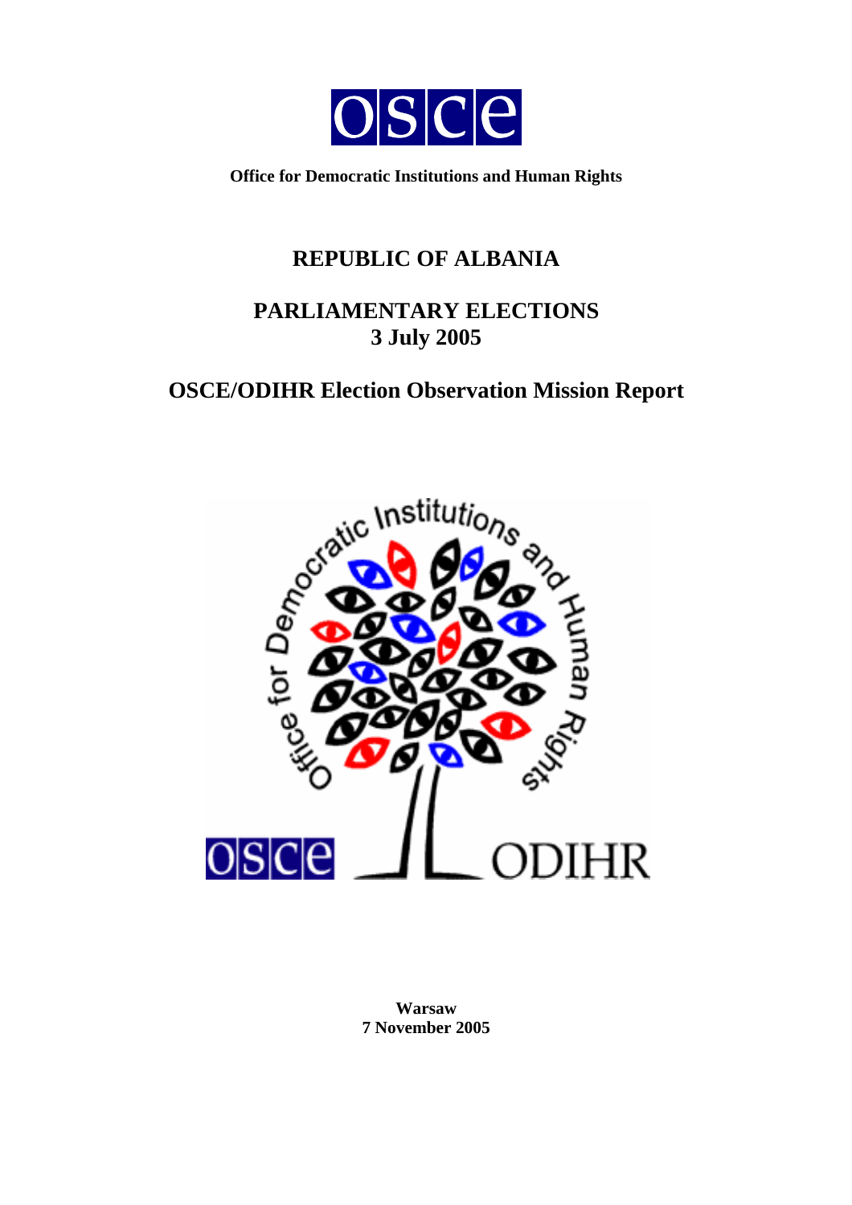**Office for Democratic Institutions and Human Rights**

# REPUBLIC OF ALBANIA

## PARLIAMENTARY ELECTIONS
## 3 July 2005

## OSCE/ODIHR Election Observation Mission Report

**Warsaw**
**7 November 2005**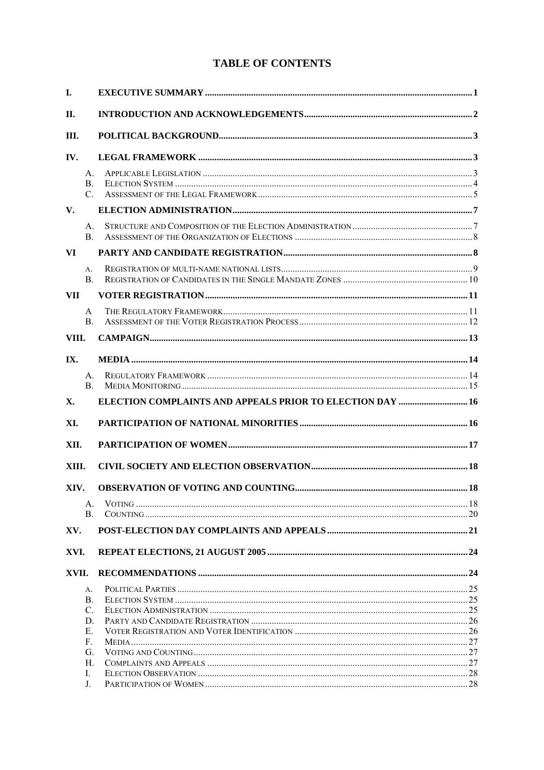# TABLE OF CONTENTS

| | | |
|---|---|---|
| **I.** | **EXECUTIVE SUMMARY** | **1** |
| **II.** | **INTRODUCTION AND ACKNOWLEDGEMENTS** | **2** |
| **III.** | **POLITICAL BACKGROUND** | **3** |
| **IV.** | **LEGAL FRAMEWORK** | **3** |
| A. | APPLICABLE LEGISLATION | 3 |
| B. | ELECTION SYSTEM | 4 |
| C. | ASSESSMENT OF THE LEGAL FRAMEWORK | 5 |
| **V.** | **ELECTION ADMINISTRATION** | **7** |
| A. | STRUCTURE AND COMPOSITION OF THE ELECTION ADMINISTRATION | 7 |
| B. | ASSESSMENT OF THE ORGANIZATION OF ELECTIONS | 8 |
| **VI** | **PARTY AND CANDIDATE REGISTRATION** | **8** |
| A. | REGISTRATION OF MULTI-NAME NATIONAL LISTS | 9 |
| B. | REGISTRATION OF CANDIDATES IN THE SINGLE MANDATE ZONES | 10 |
| **VII** | **VOTER REGISTRATION** | **11** |
| A | THE REGULATORY FRAMEWORK | 11 |
| B. | ASSESSMENT OF THE VOTER REGISTRATION PROCESS | 12 |
| **VIII.** | **CAMPAIGN** | **13** |
| **IX.** | **MEDIA** | **14** |
| A. | REGULATORY FRAMEWORK | 14 |
| B. | MEDIA MONITORING | 15 |
| **X.** | **ELECTION COMPLAINTS AND APPEALS PRIOR TO ELECTION DAY** | **16** |
| **XI.** | **PARTICIPATION OF NATIONAL MINORITIES** | **16** |
| **XII.** | **PARTICIPATION OF WOMEN** | **17** |
| **XIII.** | **CIVIL SOCIETY AND ELECTION OBSERVATION** | **18** |
| **XIV.** | **OBSERVATION OF VOTING AND COUNTING** | **18** |
| A. | VOTING | 18 |
| B. | COUNTING | 20 |
| **XV.** | **POST-ELECTION DAY COMPLAINTS AND APPEALS** | **21** |
| **XVI.** | **REPEAT ELECTIONS, 21 AUGUST 2005** | **24** |
| **XVII.** | **RECOMMENDATIONS** | **24** |
| A. | POLITICAL PARTIES | 25 |
| B. | ELECTION SYSTEM | 25 |
| C. | ELECTION ADMINISTRATION | 25 |
| D. | PARTY AND CANDIDATE REGISTRATION | 26 |
| E. | VOTER REGISTRATION AND VOTER IDENTIFICATION | 26 |
| F. | MEDIA | 27 |
| G. | VOTING AND COUNTING | 27 |
| H. | COMPLAINTS AND APPEALS | 27 |
| I. | ELECTION OBSERVATION | 28 |
| J. | PARTICIPATION OF WOMEN | 28 |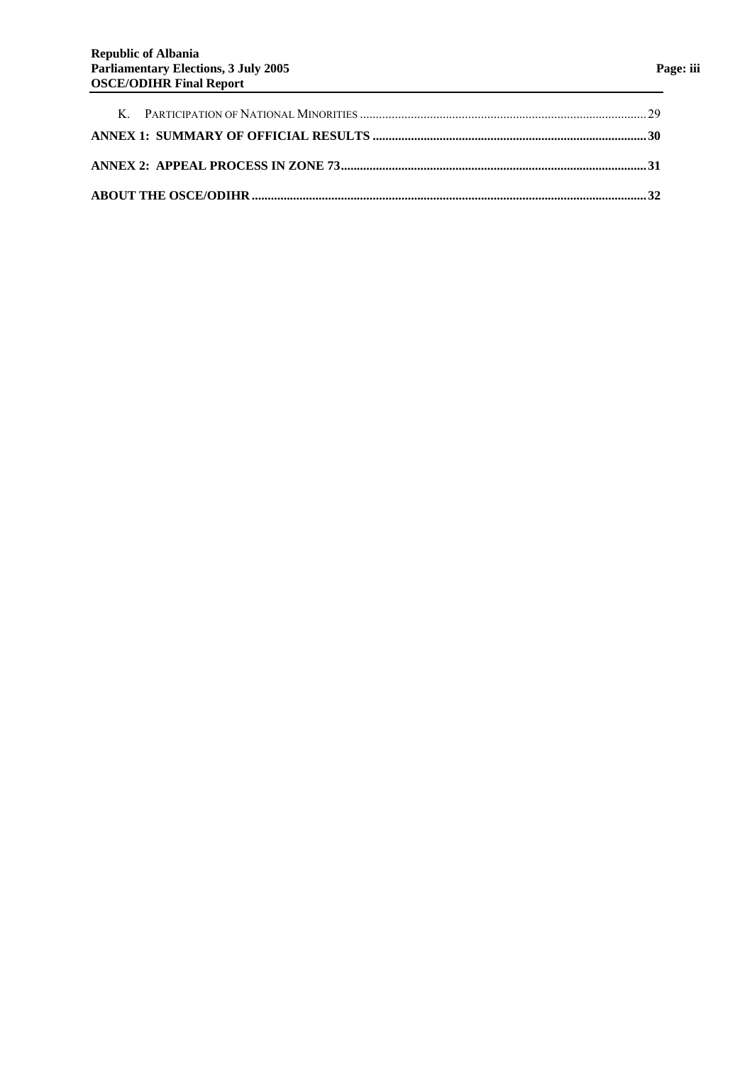K. PARTICIPATION OF NATIONAL MINORITIES ........................................................................................ 29

**ANNEX 1: SUMMARY OF OFFICIAL RESULTS ..................................................................................... 30**

**ANNEX 2: APPEAL PROCESS IN ZONE 73............................................................................................... 31**

**ABOUT THE OSCE/ODIHR ........................................................................................................................... 32**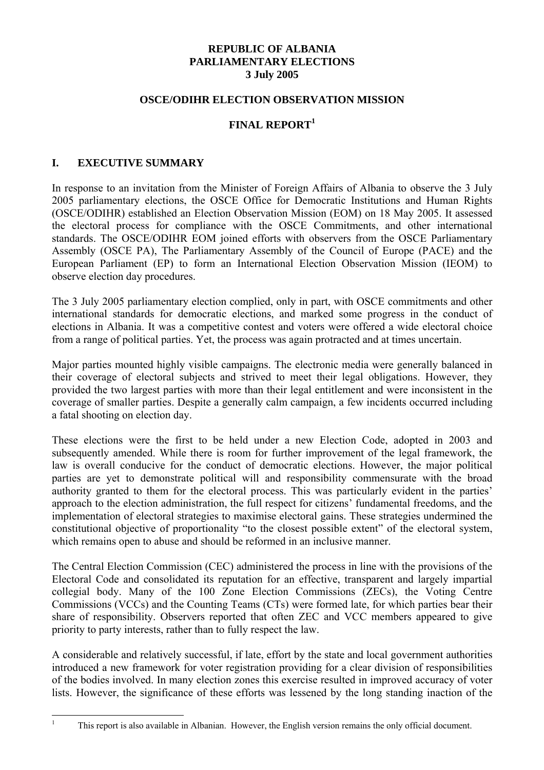**REPUBLIC OF ALBANIA**
**PARLIAMENTARY ELECTIONS**
**3 July 2005**

**OSCE/ODIHR ELECTION OBSERVATION MISSION**

# FINAL REPORT[1]

## I. EXECUTIVE SUMMARY

In response to an invitation from the Minister of Foreign Affairs of Albania to observe the 3 July 2005 parliamentary elections, the OSCE Office for Democratic Institutions and Human Rights (OSCE/ODIHR) established an Election Observation Mission (EOM) on 18 May 2005. It assessed the electoral process for compliance with the OSCE Commitments, and other international standards. The OSCE/ODIHR EOM joined efforts with observers from the OSCE Parliamentary Assembly (OSCE PA), The Parliamentary Assembly of the Council of Europe (PACE) and the European Parliament (EP) to form an International Election Observation Mission (IEOM) to observe election day procedures.

The 3 July 2005 parliamentary election complied, only in part, with OSCE commitments and other international standards for democratic elections, and marked some progress in the conduct of elections in Albania. It was a competitive contest and voters were offered a wide electoral choice from a range of political parties. Yet, the process was again protracted and at times uncertain.

Major parties mounted highly visible campaigns. The electronic media were generally balanced in their coverage of electoral subjects and strived to meet their legal obligations. However, they provided the two largest parties with more than their legal entitlement and were inconsistent in the coverage of smaller parties. Despite a generally calm campaign, a few incidents occurred including a fatal shooting on election day.

These elections were the first to be held under a new Election Code, adopted in 2003 and subsequently amended. While there is room for further improvement of the legal framework, the law is overall conducive for the conduct of democratic elections. However, the major political parties are yet to demonstrate political will and responsibility commensurate with the broad authority granted to them for the electoral process. This was particularly evident in the parties' approach to the election administration, the full respect for citizens' fundamental freedoms, and the implementation of electoral strategies to maximise electoral gains. These strategies undermined the constitutional objective of proportionality "to the closest possible extent" of the electoral system, which remains open to abuse and should be reformed in an inclusive manner.

The Central Election Commission (CEC) administered the process in line with the provisions of the Electoral Code and consolidated its reputation for an effective, transparent and largely impartial collegial body. Many of the 100 Zone Election Commissions (ZECs), the Voting Centre Commissions (VCCs) and the Counting Teams (CTs) were formed late, for which parties bear their share of responsibility. Observers reported that often ZEC and VCC members appeared to give priority to party interests, rather than to fully respect the law.

A considerable and relatively successful, if late, effort by the state and local government authorities introduced a new framework for voter registration providing for a clear division of responsibilities of the bodies involved. In many election zones this exercise resulted in improved accuracy of voter lists. However, the significance of these efforts was lessened by the long standing inaction of the

---

[1] This report is also available in Albanian. However, the English version remains the only official document.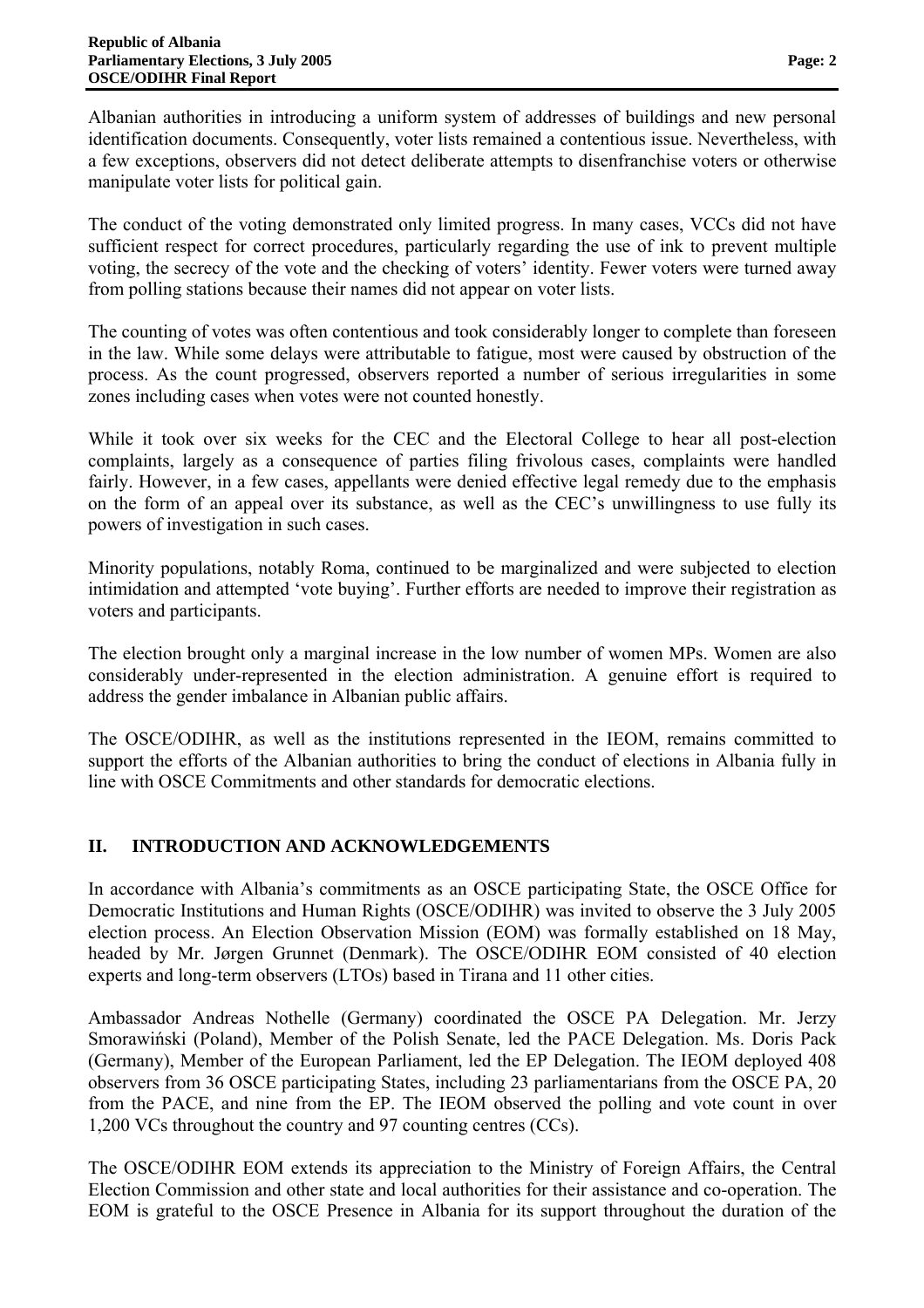Albanian authorities in introducing a uniform system of addresses of buildings and new personal identification documents. Consequently, voter lists remained a contentious issue. Nevertheless, with a few exceptions, observers did not detect deliberate attempts to disenfranchise voters or otherwise manipulate voter lists for political gain.

The conduct of the voting demonstrated only limited progress. In many cases, VCCs did not have sufficient respect for correct procedures, particularly regarding the use of ink to prevent multiple voting, the secrecy of the vote and the checking of voters' identity. Fewer voters were turned away from polling stations because their names did not appear on voter lists.

The counting of votes was often contentious and took considerably longer to complete than foreseen in the law. While some delays were attributable to fatigue, most were caused by obstruction of the process. As the count progressed, observers reported a number of serious irregularities in some zones including cases when votes were not counted honestly.

While it took over six weeks for the CEC and the Electoral College to hear all post-election complaints, largely as a consequence of parties filing frivolous cases, complaints were handled fairly. However, in a few cases, appellants were denied effective legal remedy due to the emphasis on the form of an appeal over its substance, as well as the CEC's unwillingness to use fully its powers of investigation in such cases.

Minority populations, notably Roma, continued to be marginalized and were subjected to election intimidation and attempted 'vote buying'. Further efforts are needed to improve their registration as voters and participants.

The election brought only a marginal increase in the low number of women MPs. Women are also considerably under-represented in the election administration. A genuine effort is required to address the gender imbalance in Albanian public affairs.

The OSCE/ODIHR, as well as the institutions represented in the IEOM, remains committed to support the efforts of the Albanian authorities to bring the conduct of elections in Albania fully in line with OSCE Commitments and other standards for democratic elections.

## II. INTRODUCTION AND ACKNOWLEDGEMENTS

In accordance with Albania's commitments as an OSCE participating State, the OSCE Office for Democratic Institutions and Human Rights (OSCE/ODIHR) was invited to observe the 3 July 2005 election process. An Election Observation Mission (EOM) was formally established on 18 May, headed by Mr. Jørgen Grunnet (Denmark). The OSCE/ODIHR EOM consisted of 40 election experts and long-term observers (LTOs) based in Tirana and 11 other cities.

Ambassador Andreas Nothelle (Germany) coordinated the OSCE PA Delegation. Mr. Jerzy Smorawiński (Poland), Member of the Polish Senate, led the PACE Delegation. Ms. Doris Pack (Germany), Member of the European Parliament, led the EP Delegation. The IEOM deployed 408 observers from 36 OSCE participating States, including 23 parliamentarians from the OSCE PA, 20 from the PACE, and nine from the EP. The IEOM observed the polling and vote count in over 1,200 VCs throughout the country and 97 counting centres (CCs).

The OSCE/ODIHR EOM extends its appreciation to the Ministry of Foreign Affairs, the Central Election Commission and other state and local authorities for their assistance and co-operation. The EOM is grateful to the OSCE Presence in Albania for its support throughout the duration of the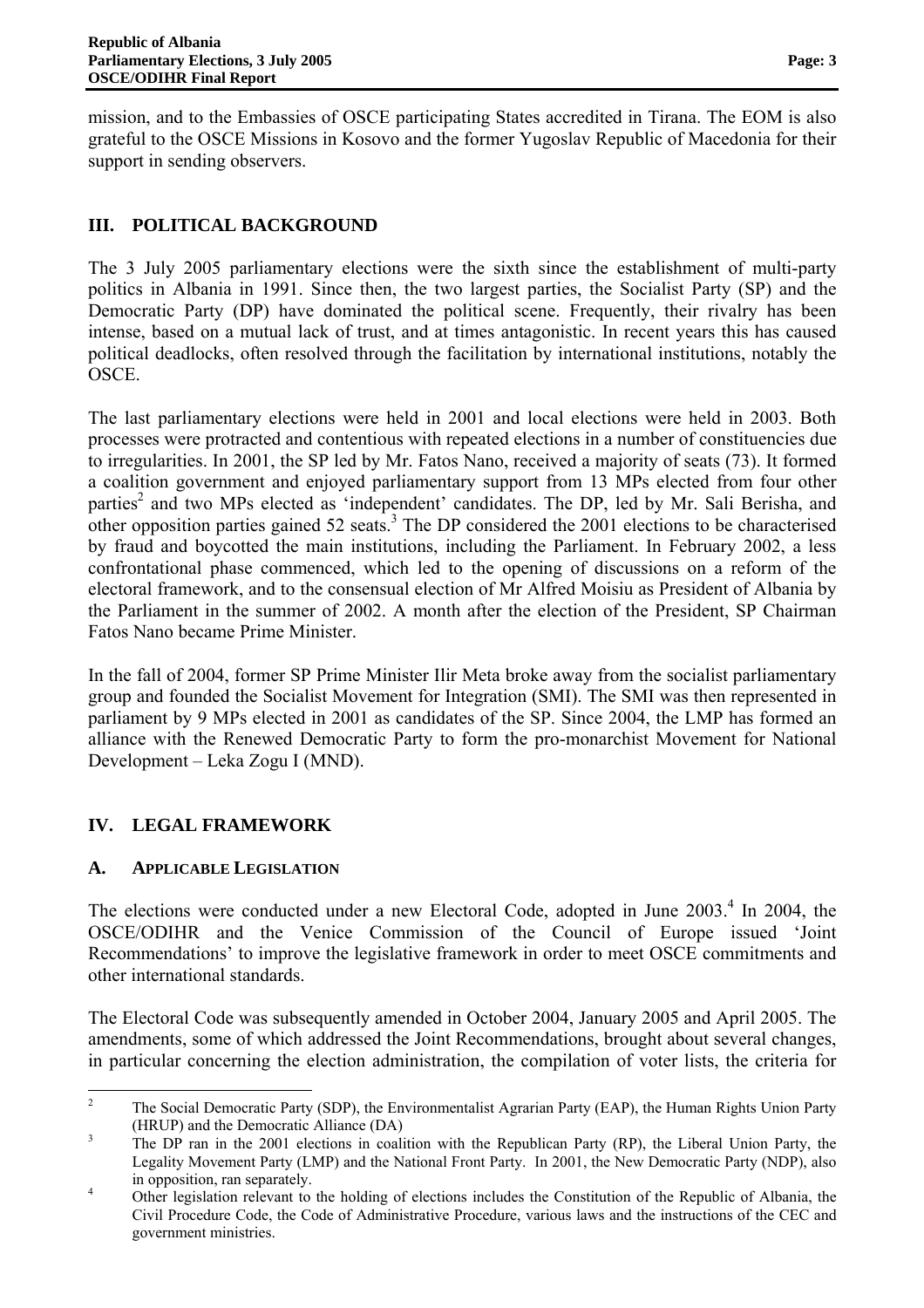mission, and to the Embassies of OSCE participating States accredited in Tirana. The EOM is also grateful to the OSCE Missions in Kosovo and the former Yugoslav Republic of Macedonia for their support in sending observers.

## III. POLITICAL BACKGROUND

The 3 July 2005 parliamentary elections were the sixth since the establishment of multi-party politics in Albania in 1991. Since then, the two largest parties, the Socialist Party (SP) and the Democratic Party (DP) have dominated the political scene. Frequently, their rivalry has been intense, based on a mutual lack of trust, and at times antagonistic. In recent years this has caused political deadlocks, often resolved through the facilitation by international institutions, notably the OSCE.

The last parliamentary elections were held in 2001 and local elections were held in 2003. Both processes were protracted and contentious with repeated elections in a number of constituencies due to irregularities. In 2001, the SP led by Mr. Fatos Nano, received a majority of seats (73). It formed a coalition government and enjoyed parliamentary support from 13 MPs elected from four other parties[2] and two MPs elected as 'independent' candidates. The DP, led by Mr. Sali Berisha, and other opposition parties gained 52 seats.[3] The DP considered the 2001 elections to be characterised by fraud and boycotted the main institutions, including the Parliament. In February 2002, a less confrontational phase commenced, which led to the opening of discussions on a reform of the electoral framework, and to the consensual election of Mr Alfred Moisiu as President of Albania by the Parliament in the summer of 2002. A month after the election of the President, SP Chairman Fatos Nano became Prime Minister.

In the fall of 2004, former SP Prime Minister Ilir Meta broke away from the socialist parliamentary group and founded the Socialist Movement for Integration (SMI). The SMI was then represented in parliament by 9 MPs elected in 2001 as candidates of the SP. Since 2004, the LMP has formed an alliance with the Renewed Democratic Party to form the pro-monarchist Movement for National Development – Leka Zogu I (MND).

## IV. LEGAL FRAMEWORK

### A. APPLICABLE LEGISLATION

The elections were conducted under a new Electoral Code, adopted in June 2003.[4] In 2004, the OSCE/ODIHR and the Venice Commission of the Council of Europe issued 'Joint Recommendations' to improve the legislative framework in order to meet OSCE commitments and other international standards.

The Electoral Code was subsequently amended in October 2004, January 2005 and April 2005. The amendments, some of which addressed the Joint Recommendations, brought about several changes, in particular concerning the election administration, the compilation of voter lists, the criteria for

---

[2] The Social Democratic Party (SDP), the Environmentalist Agrarian Party (EAP), the Human Rights Union Party (HRUP) and the Democratic Alliance (DA)

[3] The DP ran in the 2001 elections in coalition with the Republican Party (RP), the Liberal Union Party, the Legality Movement Party (LMP) and the National Front Party. In 2001, the New Democratic Party (NDP), also in opposition, ran separately.

[4] Other legislation relevant to the holding of elections includes the Constitution of the Republic of Albania, the Civil Procedure Code, the Code of Administrative Procedure, various laws and the instructions of the CEC and government ministries.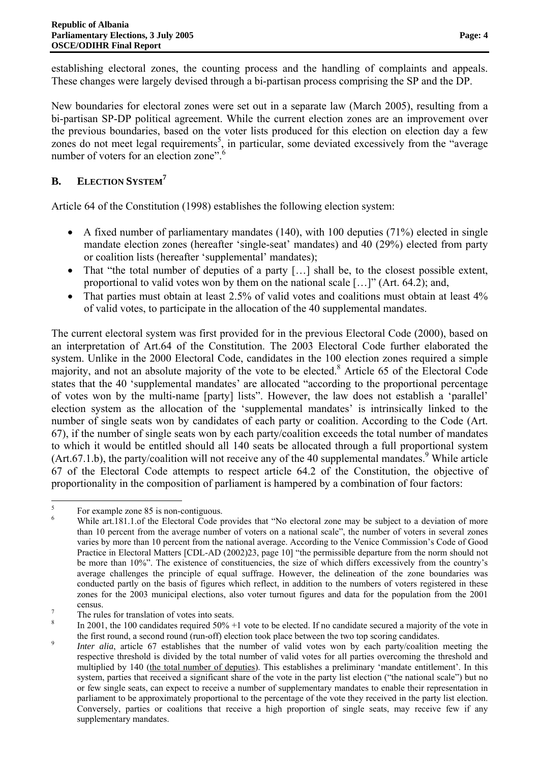establishing electoral zones, the counting process and the handling of complaints and appeals. These changes were largely devised through a bi-partisan process comprising the SP and the DP.

New boundaries for electoral zones were set out in a separate law (March 2005), resulting from a bi-partisan SP-DP political agreement. While the current election zones are an improvement over the previous boundaries, based on the voter lists produced for this election on election day a few zones do not meet legal requirements[5], in particular, some deviated excessively from the "average number of voters for an election zone".[6]

## B. Election System[7]

Article 64 of the Constitution (1998) establishes the following election system:

- A fixed number of parliamentary mandates (140), with 100 deputies (71%) elected in single mandate election zones (hereafter 'single-seat' mandates) and 40 (29%) elected from party or coalition lists (hereafter 'supplemental' mandates);
- That "the total number of deputies of a party […] shall be, to the closest possible extent, proportional to valid votes won by them on the national scale […]" (Art. 64.2); and,
- That parties must obtain at least 2.5% of valid votes and coalitions must obtain at least 4% of valid votes, to participate in the allocation of the 40 supplemental mandates.

The current electoral system was first provided for in the previous Electoral Code (2000), based on an interpretation of Art.64 of the Constitution. The 2003 Electoral Code further elaborated the system. Unlike in the 2000 Electoral Code, candidates in the 100 election zones required a simple majority, and not an absolute majority of the vote to be elected.[8] Article 65 of the Electoral Code states that the 40 'supplemental mandates' are allocated "according to the proportional percentage of votes won by the multi-name [party] lists". However, the law does not establish a 'parallel' election system as the allocation of the 'supplemental mandates' is intrinsically linked to the number of single seats won by candidates of each party or coalition. According to the Code (Art. 67), if the number of single seats won by each party/coalition exceeds the total number of mandates to which it would be entitled should all 140 seats be allocated through a full proportional system (Art.67.1.b), the party/coalition will not receive any of the 40 supplemental mandates.[9] While article 67 of the Electoral Code attempts to respect article 64.2 of the Constitution, the objective of proportionality in the composition of parliament is hampered by a combination of four factors:

---

[5] For example zone 85 is non-contiguous.

[6] While art.181.1.of the Electoral Code provides that "No electoral zone may be subject to a deviation of more than 10 percent from the average number of voters on a national scale", the number of voters in several zones varies by more than 10 percent from the national average. According to the Venice Commission's Code of Good Practice in Electoral Matters [CDL-AD (2002)23, page 10] "the permissible departure from the norm should not be more than 10%". The existence of constituencies, the size of which differs excessively from the country's average challenges the principle of equal suffrage. However, the delineation of the zone boundaries was conducted partly on the basis of figures which reflect, in addition to the numbers of voters registered in these zones for the 2003 municipal elections, also voter turnout figures and data for the population from the 2001 census.

[7] The rules for translation of votes into seats.

[8] In 2001, the 100 candidates required 50% +1 vote to be elected. If no candidate secured a majority of the vote in the first round, a second round (run-off) election took place between the two top scoring candidates.

[9] *Inter alia*, article 67 establishes that the number of valid votes won by each party/coalition meeting the respective threshold is divided by the total number of valid votes for all parties overcoming the threshold and multiplied by 140 (<u>the total number of deputies</u>). This establishes a preliminary 'mandate entitlement'. In this system, parties that received a significant share of the vote in the party list election ("the national scale") but no or few single seats, can expect to receive a number of supplementary mandates to enable their representation in parliament to be approximately proportional to the percentage of the vote they received in the party list election. Conversely, parties or coalitions that receive a high proportion of single seats, may receive few if any supplementary mandates.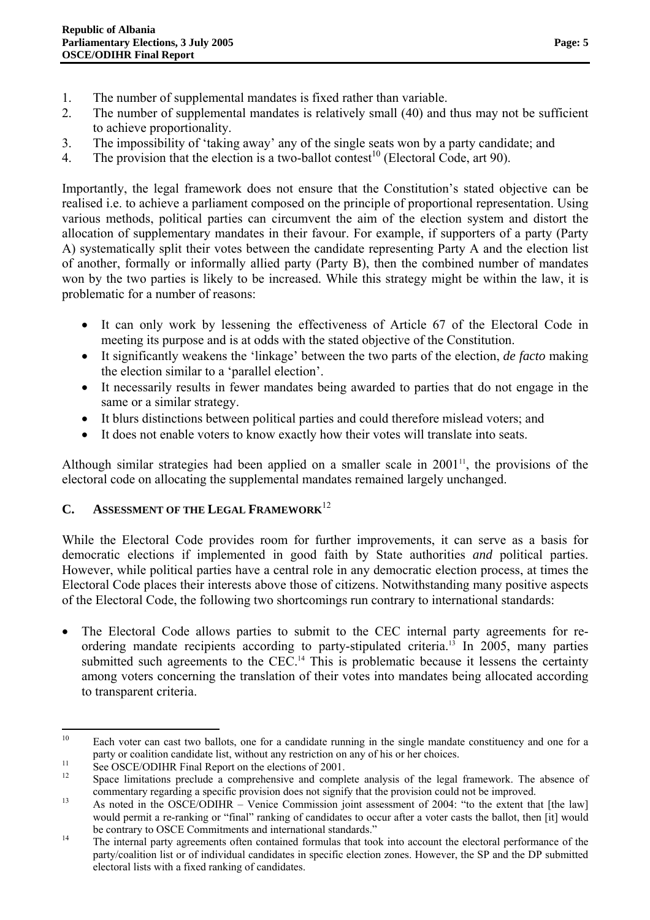1. The number of supplemental mandates is fixed rather than variable.
2. The number of supplemental mandates is relatively small (40) and thus may not be sufficient to achieve proportionality.
3. The impossibility of 'taking away' any of the single seats won by a party candidate; and
4. The provision that the election is a two-ballot contest[10] (Electoral Code, art 90).

Importantly, the legal framework does not ensure that the Constitution's stated objective can be realised i.e. to achieve a parliament composed on the principle of proportional representation. Using various methods, political parties can circumvent the aim of the election system and distort the allocation of supplementary mandates in their favour. For example, if supporters of a party (Party A) systematically split their votes between the candidate representing Party A and the election list of another, formally or informally allied party (Party B), then the combined number of mandates won by the two parties is likely to be increased. While this strategy might be within the law, it is problematic for a number of reasons:

- It can only work by lessening the effectiveness of Article 67 of the Electoral Code in meeting its purpose and is at odds with the stated objective of the Constitution.
- It significantly weakens the 'linkage' between the two parts of the election, *de facto* making the election similar to a 'parallel election'.
- It necessarily results in fewer mandates being awarded to parties that do not engage in the same or a similar strategy.
- It blurs distinctions between political parties and could therefore mislead voters; and
- It does not enable voters to know exactly how their votes will translate into seats.

Although similar strategies had been applied on a smaller scale in 2001[11], the provisions of the electoral code on allocating the supplemental mandates remained largely unchanged.

## C. ASSESSMENT OF THE LEGAL FRAMEWORK[12]

While the Electoral Code provides room for further improvements, it can serve as a basis for democratic elections if implemented in good faith by State authorities *and* political parties. However, while political parties have a central role in any democratic election process, at times the Electoral Code places their interests above those of citizens. Notwithstanding many positive aspects of the Electoral Code, the following two shortcomings run contrary to international standards:

- The Electoral Code allows parties to submit to the CEC internal party agreements for re-ordering mandate recipients according to party-stipulated criteria.[13] In 2005, many parties submitted such agreements to the CEC.[14] This is problematic because it lessens the certainty among voters concerning the translation of their votes into mandates being allocated according to transparent criteria.

---

[10] Each voter can cast two ballots, one for a candidate running in the single mandate constituency and one for a party or coalition candidate list, without any restriction on any of his or her choices.

[11] See OSCE/ODIHR Final Report on the elections of 2001.

[12] Space limitations preclude a comprehensive and complete analysis of the legal framework. The absence of commentary regarding a specific provision does not signify that the provision could not be improved.

[13] As noted in the OSCE/ODIHR – Venice Commission joint assessment of 2004: "to the extent that [the law] would permit a re-ranking or "final" ranking of candidates to occur after a voter casts the ballot, then [it] would be contrary to OSCE Commitments and international standards."

[14] The internal party agreements often contained formulas that took into account the electoral performance of the party/coalition list or of individual candidates in specific election zones. However, the SP and the DP submitted electoral lists with a fixed ranking of candidates.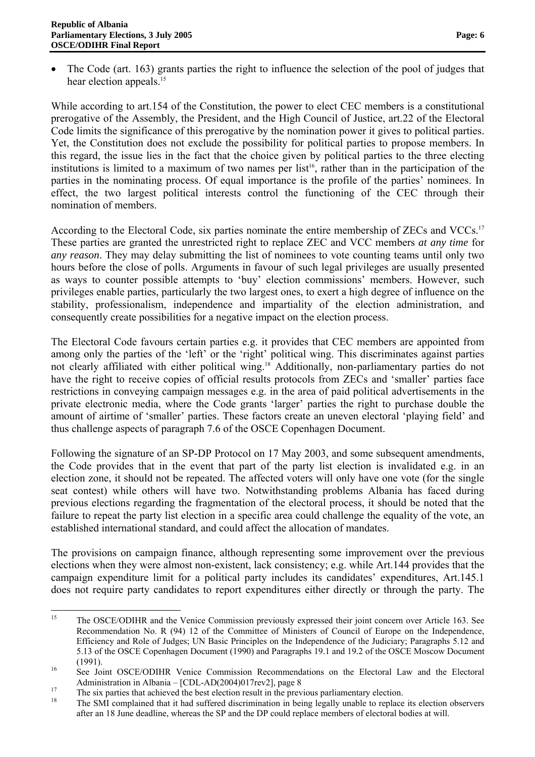- The Code (art. 163) grants parties the right to influence the selection of the pool of judges that hear election appeals.[15]

While according to art.154 of the Constitution, the power to elect CEC members is a constitutional prerogative of the Assembly, the President, and the High Council of Justice, art.22 of the Electoral Code limits the significance of this prerogative by the nomination power it gives to political parties. Yet, the Constitution does not exclude the possibility for political parties to propose members. In this regard, the issue lies in the fact that the choice given by political parties to the three electing institutions is limited to a maximum of two names per list[16], rather than in the participation of the parties in the nominating process. Of equal importance is the profile of the parties' nominees. In effect, the two largest political interests control the functioning of the CEC through their nomination of members.

According to the Electoral Code, six parties nominate the entire membership of ZECs and VCCs.[17] These parties are granted the unrestricted right to replace ZEC and VCC members *at any time* for *any reason*. They may delay submitting the list of nominees to vote counting teams until only two hours before the close of polls. Arguments in favour of such legal privileges are usually presented as ways to counter possible attempts to 'buy' election commissions' members. However, such privileges enable parties, particularly the two largest ones, to exert a high degree of influence on the stability, professionalism, independence and impartiality of the election administration, and consequently create possibilities for a negative impact on the election process.

The Electoral Code favours certain parties e.g. it provides that CEC members are appointed from among only the parties of the 'left' or the 'right' political wing. This discriminates against parties not clearly affiliated with either political wing.[18] Additionally, non-parliamentary parties do not have the right to receive copies of official results protocols from ZECs and 'smaller' parties face restrictions in conveying campaign messages e.g. in the area of paid political advertisements in the private electronic media, where the Code grants 'larger' parties the right to purchase double the amount of airtime of 'smaller' parties. These factors create an uneven electoral 'playing field' and thus challenge aspects of paragraph 7.6 of the OSCE Copenhagen Document.

Following the signature of an SP-DP Protocol on 17 May 2003, and some subsequent amendments, the Code provides that in the event that part of the party list election is invalidated e.g. in an election zone, it should not be repeated. The affected voters will only have one vote (for the single seat contest) while others will have two. Notwithstanding problems Albania has faced during previous elections regarding the fragmentation of the electoral process, it should be noted that the failure to repeat the party list election in a specific area could challenge the equality of the vote, an established international standard, and could affect the allocation of mandates.

The provisions on campaign finance, although representing some improvement over the previous elections when they were almost non-existent, lack consistency; e.g. while Art.144 provides that the campaign expenditure limit for a political party includes its candidates' expenditures, Art.145.1 does not require party candidates to report expenditures either directly or through the party. The

---

[15] The OSCE/ODIHR and the Venice Commission previously expressed their joint concern over Article 163. See Recommendation No. R (94) 12 of the Committee of Ministers of Council of Europe on the Independence, Efficiency and Role of Judges; UN Basic Principles on the Independence of the Judiciary; Paragraphs 5.12 and 5.13 of the OSCE Copenhagen Document (1990) and Paragraphs 19.1 and 19.2 of the OSCE Moscow Document (1991).

[16] See Joint OSCE/ODIHR Venice Commission Recommendations on the Electoral Law and the Electoral Administration in Albania – [CDL-AD(2004)017rev2], page 8

[17] The six parties that achieved the best election result in the previous parliamentary election.

[18] The SMI complained that it had suffered discrimination in being legally unable to replace its election observers after an 18 June deadline, whereas the SP and the DP could replace members of electoral bodies at will.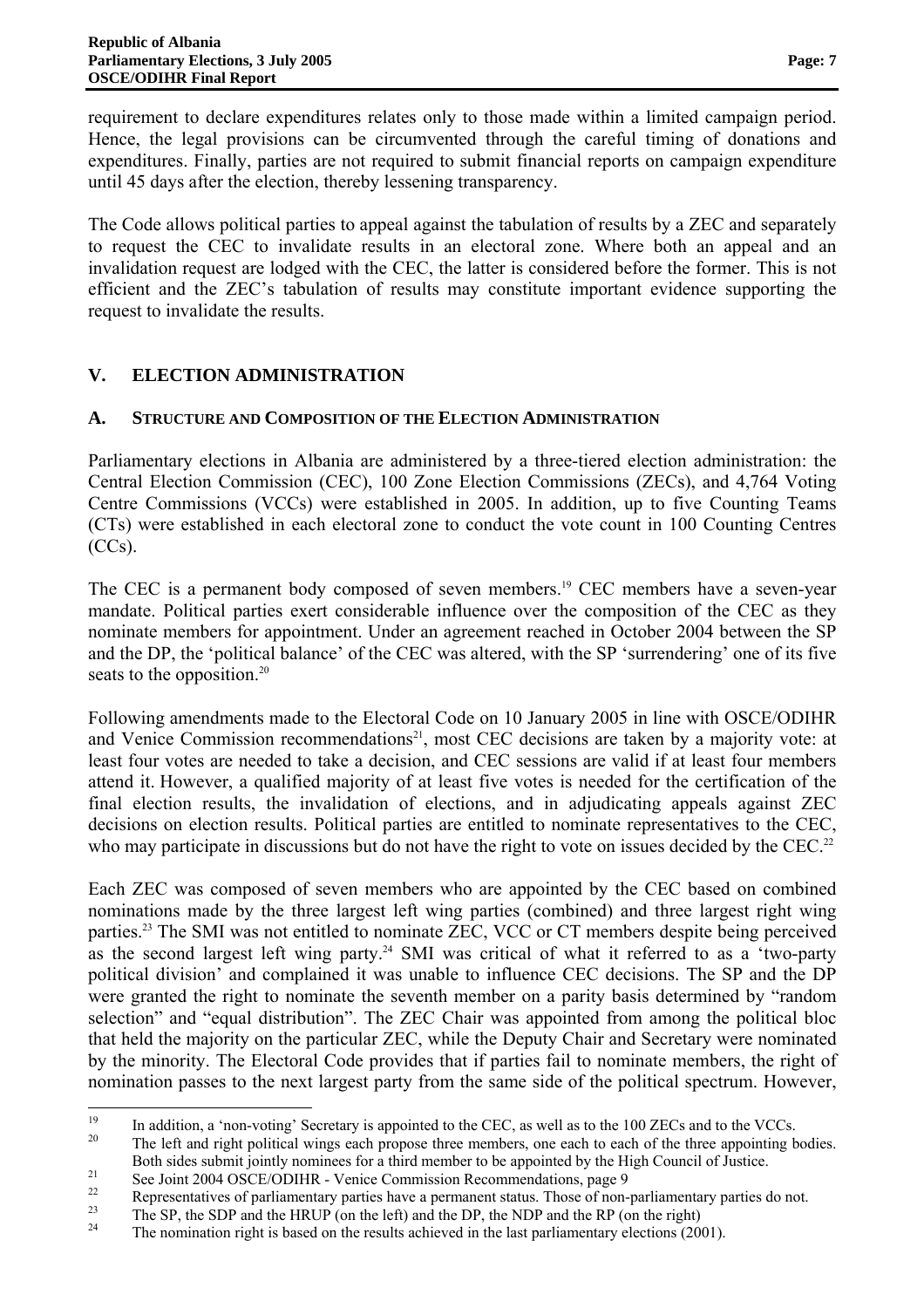requirement to declare expenditures relates only to those made within a limited campaign period. Hence, the legal provisions can be circumvented through the careful timing of donations and expenditures. Finally, parties are not required to submit financial reports on campaign expenditure until 45 days after the election, thereby lessening transparency.

The Code allows political parties to appeal against the tabulation of results by a ZEC and separately to request the CEC to invalidate results in an electoral zone. Where both an appeal and an invalidation request are lodged with the CEC, the latter is considered before the former. This is not efficient and the ZEC's tabulation of results may constitute important evidence supporting the request to invalidate the results.

## V. ELECTION ADMINISTRATION

### A. STRUCTURE AND COMPOSITION OF THE ELECTION ADMINISTRATION

Parliamentary elections in Albania are administered by a three-tiered election administration: the Central Election Commission (CEC), 100 Zone Election Commissions (ZECs), and 4,764 Voting Centre Commissions (VCCs) were established in 2005. In addition, up to five Counting Teams (CTs) were established in each electoral zone to conduct the vote count in 100 Counting Centres (CCs).

The CEC is a permanent body composed of seven members.[19] CEC members have a seven-year mandate. Political parties exert considerable influence over the composition of the CEC as they nominate members for appointment. Under an agreement reached in October 2004 between the SP and the DP, the 'political balance' of the CEC was altered, with the SP 'surrendering' one of its five seats to the opposition.[20]

Following amendments made to the Electoral Code on 10 January 2005 in line with OSCE/ODIHR and Venice Commission recommendations[21], most CEC decisions are taken by a majority vote: at least four votes are needed to take a decision, and CEC sessions are valid if at least four members attend it. However, a qualified majority of at least five votes is needed for the certification of the final election results, the invalidation of elections, and in adjudicating appeals against ZEC decisions on election results. Political parties are entitled to nominate representatives to the CEC, who may participate in discussions but do not have the right to vote on issues decided by the CEC.[22]

Each ZEC was composed of seven members who are appointed by the CEC based on combined nominations made by the three largest left wing parties (combined) and three largest right wing parties.[23] The SMI was not entitled to nominate ZEC, VCC or CT members despite being perceived as the second largest left wing party.[24] SMI was critical of what it referred to as a 'two-party political division' and complained it was unable to influence CEC decisions. The SP and the DP were granted the right to nominate the seventh member on a parity basis determined by "random selection" and "equal distribution". The ZEC Chair was appointed from among the political bloc that held the majority on the particular ZEC, while the Deputy Chair and Secretary were nominated by the minority. The Electoral Code provides that if parties fail to nominate members, the right of nomination passes to the next largest party from the same side of the political spectrum. However,

---

[19] In addition, a 'non-voting' Secretary is appointed to the CEC, as well as to the 100 ZECs and to the VCCs.

[20] The left and right political wings each propose three members, one each to each of the three appointing bodies. Both sides submit jointly nominees for a third member to be appointed by the High Council of Justice.

[21] See Joint 2004 OSCE/ODIHR - Venice Commission Recommendations, page 9

[22] Representatives of parliamentary parties have a permanent status. Those of non-parliamentary parties do not.

[23] The SP, the SDP and the HRUP (on the left) and the DP, the NDP and the RP (on the right)

[24] The nomination right is based on the results achieved in the last parliamentary elections (2001).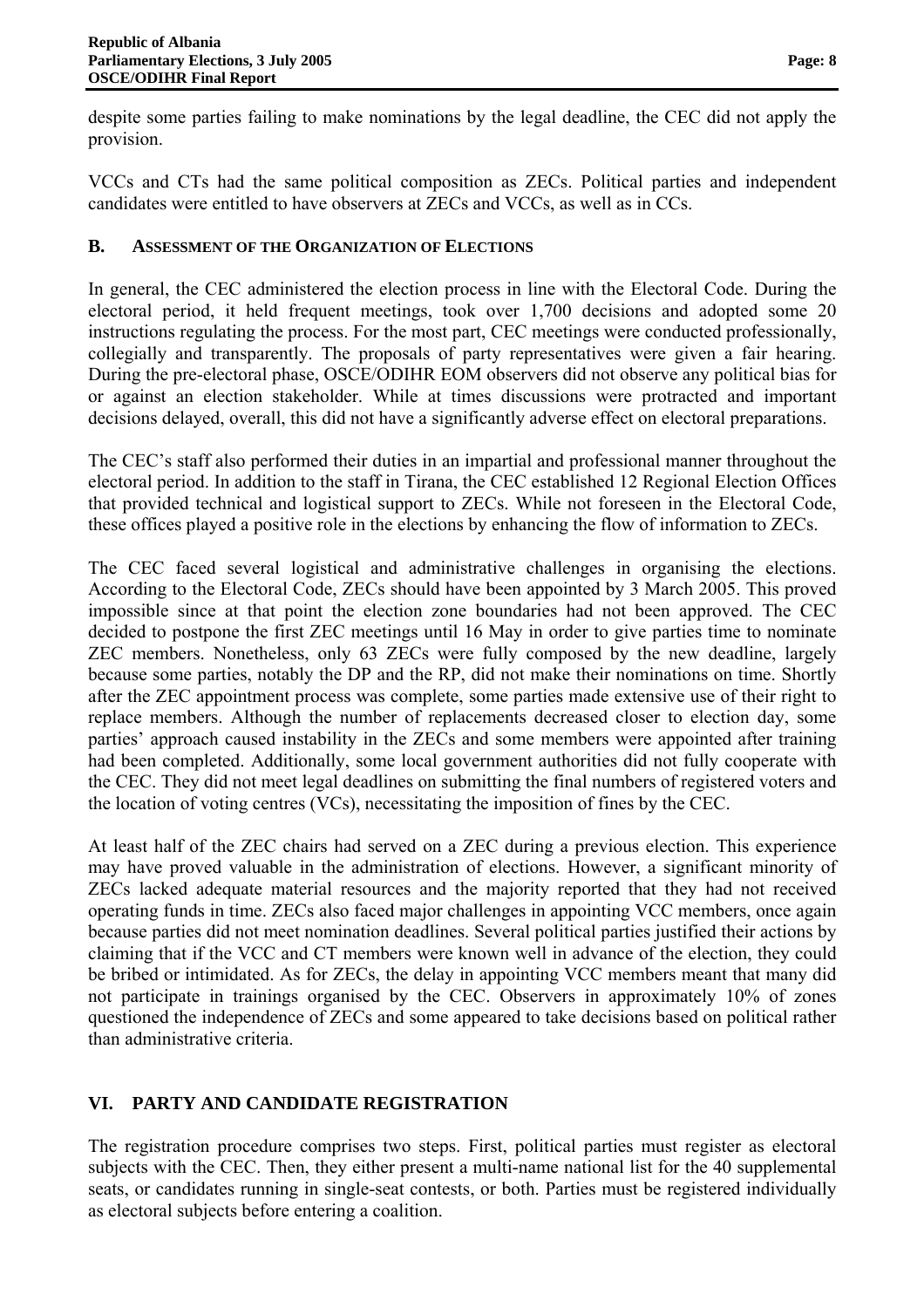despite some parties failing to make nominations by the legal deadline, the CEC did not apply the provision.

VCCs and CTs had the same political composition as ZECs. Political parties and independent candidates were entitled to have observers at ZECs and VCCs, as well as in CCs.

### B. ASSESSMENT OF THE ORGANIZATION OF ELECTIONS

In general, the CEC administered the election process in line with the Electoral Code. During the electoral period, it held frequent meetings, took over 1,700 decisions and adopted some 20 instructions regulating the process. For the most part, CEC meetings were conducted professionally, collegially and transparently. The proposals of party representatives were given a fair hearing. During the pre-electoral phase, OSCE/ODIHR EOM observers did not observe any political bias for or against an election stakeholder. While at times discussions were protracted and important decisions delayed, overall, this did not have a significantly adverse effect on electoral preparations.

The CEC's staff also performed their duties in an impartial and professional manner throughout the electoral period. In addition to the staff in Tirana, the CEC established 12 Regional Election Offices that provided technical and logistical support to ZECs. While not foreseen in the Electoral Code, these offices played a positive role in the elections by enhancing the flow of information to ZECs.

The CEC faced several logistical and administrative challenges in organising the elections. According to the Electoral Code, ZECs should have been appointed by 3 March 2005. This proved impossible since at that point the election zone boundaries had not been approved. The CEC decided to postpone the first ZEC meetings until 16 May in order to give parties time to nominate ZEC members. Nonetheless, only 63 ZECs were fully composed by the new deadline, largely because some parties, notably the DP and the RP, did not make their nominations on time. Shortly after the ZEC appointment process was complete, some parties made extensive use of their right to replace members. Although the number of replacements decreased closer to election day, some parties' approach caused instability in the ZECs and some members were appointed after training had been completed. Additionally, some local government authorities did not fully cooperate with the CEC. They did not meet legal deadlines on submitting the final numbers of registered voters and the location of voting centres (VCs), necessitating the imposition of fines by the CEC.

At least half of the ZEC chairs had served on a ZEC during a previous election. This experience may have proved valuable in the administration of elections. However, a significant minority of ZECs lacked adequate material resources and the majority reported that they had not received operating funds in time. ZECs also faced major challenges in appointing VCC members, once again because parties did not meet nomination deadlines. Several political parties justified their actions by claiming that if the VCC and CT members were known well in advance of the election, they could be bribed or intimidated. As for ZECs, the delay in appointing VCC members meant that many did not participate in trainings organised by the CEC. Observers in approximately 10% of zones questioned the independence of ZECs and some appeared to take decisions based on political rather than administrative criteria.

## VI. PARTY AND CANDIDATE REGISTRATION

The registration procedure comprises two steps. First, political parties must register as electoral subjects with the CEC. Then, they either present a multi-name national list for the 40 supplemental seats, or candidates running in single-seat contests, or both. Parties must be registered individually as electoral subjects before entering a coalition.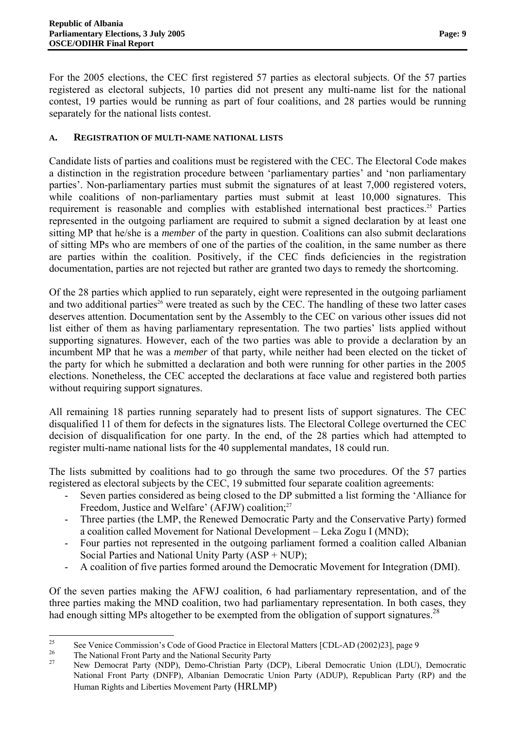For the 2005 elections, the CEC first registered 57 parties as electoral subjects. Of the 57 parties registered as electoral subjects, 10 parties did not present any multi-name list for the national contest, 19 parties would be running as part of four coalitions, and 28 parties would be running separately for the national lists contest.

### A. REGISTRATION OF MULTI-NAME NATIONAL LISTS

Candidate lists of parties and coalitions must be registered with the CEC. The Electoral Code makes a distinction in the registration procedure between 'parliamentary parties' and 'non parliamentary parties'. Non-parliamentary parties must submit the signatures of at least 7,000 registered voters, while coalitions of non-parliamentary parties must submit at least 10,000 signatures. This requirement is reasonable and complies with established international best practices.[25] Parties represented in the outgoing parliament are required to submit a signed declaration by at least one sitting MP that he/she is a *member* of the party in question. Coalitions can also submit declarations of sitting MPs who are members of one of the parties of the coalition, in the same number as there are parties within the coalition. Positively, if the CEC finds deficiencies in the registration documentation, parties are not rejected but rather are granted two days to remedy the shortcoming.

Of the 28 parties which applied to run separately, eight were represented in the outgoing parliament and two additional parties[26] were treated as such by the CEC. The handling of these two latter cases deserves attention. Documentation sent by the Assembly to the CEC on various other issues did not list either of them as having parliamentary representation. The two parties' lists applied without supporting signatures. However, each of the two parties was able to provide a declaration by an incumbent MP that he was a *member* of that party, while neither had been elected on the ticket of the party for which he submitted a declaration and both were running for other parties in the 2005 elections. Nonetheless, the CEC accepted the declarations at face value and registered both parties without requiring support signatures.

All remaining 18 parties running separately had to present lists of support signatures. The CEC disqualified 11 of them for defects in the signatures lists. The Electoral College overturned the CEC decision of disqualification for one party. In the end, of the 28 parties which had attempted to register multi-name national lists for the 40 supplemental mandates, 18 could run.

The lists submitted by coalitions had to go through the same two procedures. Of the 57 parties registered as electoral subjects by the CEC, 19 submitted four separate coalition agreements:

- Seven parties considered as being closed to the DP submitted a list forming the 'Alliance for Freedom, Justice and Welfare' (AFJW) coalition;[27]
- Three parties (the LMP, the Renewed Democratic Party and the Conservative Party) formed a coalition called Movement for National Development – Leka Zogu I (MND);
- Four parties not represented in the outgoing parliament formed a coalition called Albanian Social Parties and National Unity Party (ASP + NUP);
- A coalition of five parties formed around the Democratic Movement for Integration (DMI).

Of the seven parties making the AFWJ coalition, 6 had parliamentary representation, and of the three parties making the MND coalition, two had parliamentary representation. In both cases, they had enough sitting MPs altogether to be exempted from the obligation of support signatures.[28]

---

[25] See Venice Commission's Code of Good Practice in Electoral Matters [CDL-AD (2002)23], page 9

[26] The National Front Party and the National Security Party

[27] New Democrat Party (NDP), Demo-Christian Party (DCP), Liberal Democratic Union (LDU), Democratic National Front Party (DNFP), Albanian Democratic Union Party (ADUP), Republican Party (RP) and the Human Rights and Liberties Movement Party (HRLMP)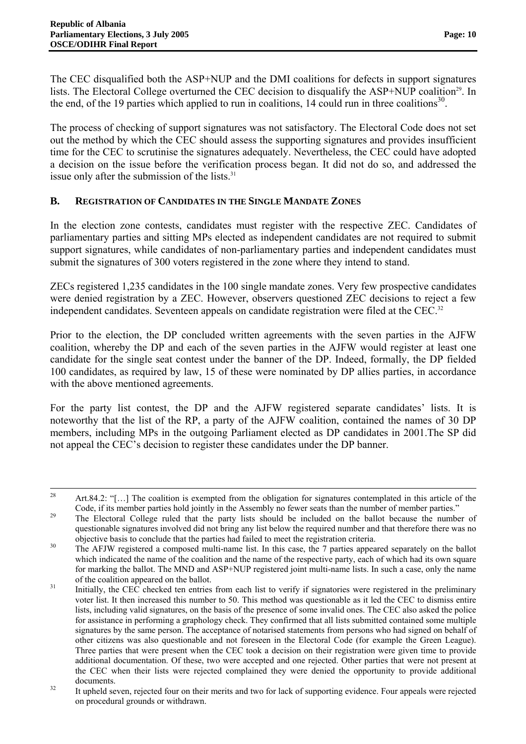The CEC disqualified both the ASP+NUP and the DMI coalitions for defects in support signatures lists. The Electoral College overturned the CEC decision to disqualify the ASP+NUP coalition[29]. In the end, of the 19 parties which applied to run in coalitions, 14 could run in three coalitions[30].

The process of checking of support signatures was not satisfactory. The Electoral Code does not set out the method by which the CEC should assess the supporting signatures and provides insufficient time for the CEC to scrutinise the signatures adequately. Nevertheless, the CEC could have adopted a decision on the issue before the verification process began. It did not do so, and addressed the issue only after the submission of the lists.[31]

## B. Registration of Candidates in the Single Mandate Zones

In the election zone contests, candidates must register with the respective ZEC. Candidates of parliamentary parties and sitting MPs elected as independent candidates are not required to submit support signatures, while candidates of non-parliamentary parties and independent candidates must submit the signatures of 300 voters registered in the zone where they intend to stand.

ZECs registered 1,235 candidates in the 100 single mandate zones. Very few prospective candidates were denied registration by a ZEC. However, observers questioned ZEC decisions to reject a few independent candidates. Seventeen appeals on candidate registration were filed at the CEC.[32]

Prior to the election, the DP concluded written agreements with the seven parties in the AJFW coalition, whereby the DP and each of the seven parties in the AJFW would register at least one candidate for the single seat contest under the banner of the DP. Indeed, formally, the DP fielded 100 candidates, as required by law, 15 of these were nominated by DP allies parties, in accordance with the above mentioned agreements.

For the party list contest, the DP and the AJFW registered separate candidates' lists. It is noteworthy that the list of the RP, a party of the AJFW coalition, contained the names of 30 DP members, including MPs in the outgoing Parliament elected as DP candidates in 2001.The SP did not appeal the CEC's decision to register these candidates under the DP banner.

---

[28] Art.84.2: "[…] The coalition is exempted from the obligation for signatures contemplated in this article of the Code, if its member parties hold jointly in the Assembly no fewer seats than the number of member parties."

[29] The Electoral College ruled that the party lists should be included on the ballot because the number of questionable signatures involved did not bring any list below the required number and that therefore there was no objective basis to conclude that the parties had failed to meet the registration criteria.

[30] The AFJW registered a composed multi-name list. In this case, the 7 parties appeared separately on the ballot which indicated the name of the coalition and the name of the respective party, each of which had its own square for marking the ballot. The MND and ASP+NUP registered joint multi-name lists. In such a case, only the name of the coalition appeared on the ballot.

[31] Initially, the CEC checked ten entries from each list to verify if signatories were registered in the preliminary voter list. It then increased this number to 50. This method was questionable as it led the CEC to dismiss entire lists, including valid signatures, on the basis of the presence of some invalid ones. The CEC also asked the police for assistance in performing a graphology check. They confirmed that all lists submitted contained some multiple signatures by the same person. The acceptance of notarised statements from persons who had signed on behalf of other citizens was also questionable and not foreseen in the Electoral Code (for example the Green League). Three parties that were present when the CEC took a decision on their registration were given time to provide additional documentation. Of these, two were accepted and one rejected. Other parties that were not present at the CEC when their lists were rejected complained they were denied the opportunity to provide additional documents.

[32] It upheld seven, rejected four on their merits and two for lack of supporting evidence. Four appeals were rejected on procedural grounds or withdrawn.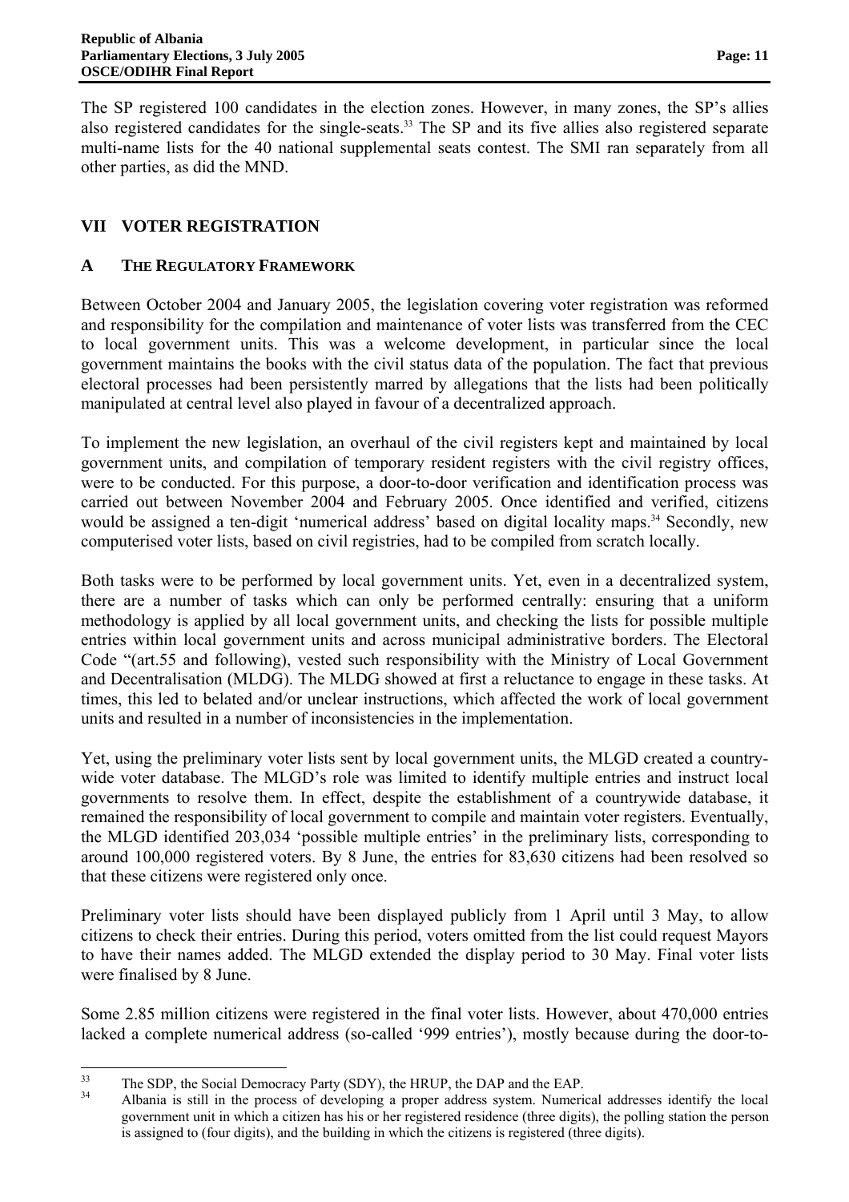The SP registered 100 candidates in the election zones. However, in many zones, the SP's allies also registered candidates for the single-seats.[33] The SP and its five allies also registered separate multi-name lists for the 40 national supplemental seats contest. The SMI ran separately from all other parties, as did the MND.

## VII VOTER REGISTRATION

### A THE REGULATORY FRAMEWORK

Between October 2004 and January 2005, the legislation covering voter registration was reformed and responsibility for the compilation and maintenance of voter lists was transferred from the CEC to local government units. This was a welcome development, in particular since the local government maintains the books with the civil status data of the population. The fact that previous electoral processes had been persistently marred by allegations that the lists had been politically manipulated at central level also played in favour of a decentralized approach.

To implement the new legislation, an overhaul of the civil registers kept and maintained by local government units, and compilation of temporary resident registers with the civil registry offices, were to be conducted. For this purpose, a door-to-door verification and identification process was carried out between November 2004 and February 2005. Once identified and verified, citizens would be assigned a ten-digit 'numerical address' based on digital locality maps.[34] Secondly, new computerised voter lists, based on civil registries, had to be compiled from scratch locally.

Both tasks were to be performed by local government units. Yet, even in a decentralized system, there are a number of tasks which can only be performed centrally: ensuring that a uniform methodology is applied by all local government units, and checking the lists for possible multiple entries within local government units and across municipal administrative borders. The Electoral Code "(art.55 and following), vested such responsibility with the Ministry of Local Government and Decentralisation (MLDG). The MLDG showed at first a reluctance to engage in these tasks. At times, this led to belated and/or unclear instructions, which affected the work of local government units and resulted in a number of inconsistencies in the implementation.

Yet, using the preliminary voter lists sent by local government units, the MLGD created a country-wide voter database. The MLGD's role was limited to identify multiple entries and instruct local governments to resolve them. In effect, despite the establishment of a countrywide database, it remained the responsibility of local government to compile and maintain voter registers. Eventually, the MLGD identified 203,034 'possible multiple entries' in the preliminary lists, corresponding to around 100,000 registered voters. By 8 June, the entries for 83,630 citizens had been resolved so that these citizens were registered only once.

Preliminary voter lists should have been displayed publicly from 1 April until 3 May, to allow citizens to check their entries. During this period, voters omitted from the list could request Mayors to have their names added. The MLGD extended the display period to 30 May. Final voter lists were finalised by 8 June.

Some 2.85 million citizens were registered in the final voter lists. However, about 470,000 entries lacked a complete numerical address (so-called '999 entries'), mostly because during the door-to-

---

[33] The SDP, the Social Democracy Party (SDY), the HRUP, the DAP and the EAP.

[34] Albania is still in the process of developing a proper address system. Numerical addresses identify the local government unit in which a citizen has his or her registered residence (three digits), the polling station the person is assigned to (four digits), and the building in which the citizens is registered (three digits).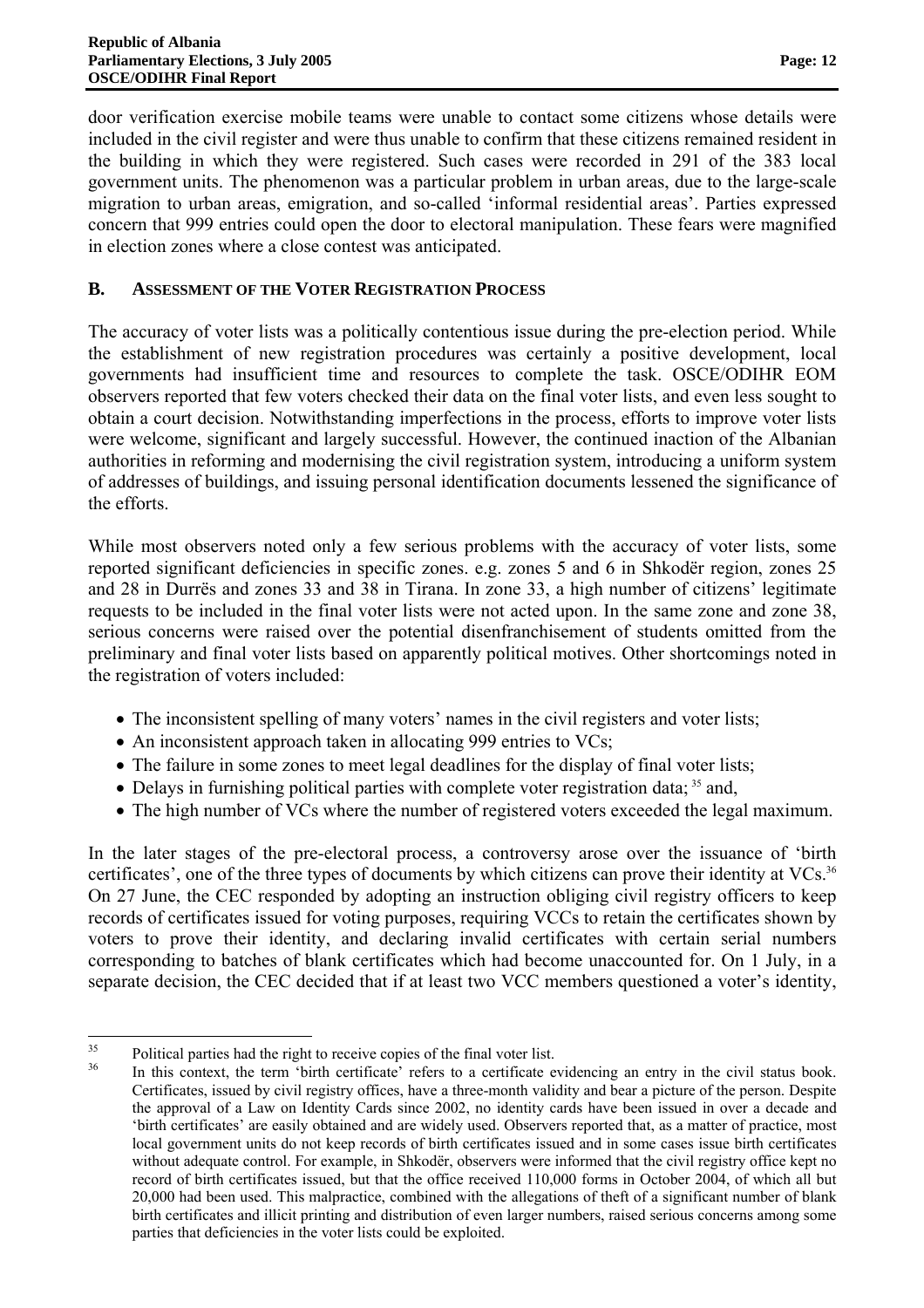door verification exercise mobile teams were unable to contact some citizens whose details were included in the civil register and were thus unable to confirm that these citizens remained resident in the building in which they were registered. Such cases were recorded in 291 of the 383 local government units. The phenomenon was a particular problem in urban areas, due to the large-scale migration to urban areas, emigration, and so-called 'informal residential areas'. Parties expressed concern that 999 entries could open the door to electoral manipulation. These fears were magnified in election zones where a close contest was anticipated.

## B. ASSESSMENT OF THE VOTER REGISTRATION PROCESS

The accuracy of voter lists was a politically contentious issue during the pre-election period. While the establishment of new registration procedures was certainly a positive development, local governments had insufficient time and resources to complete the task. OSCE/ODIHR EOM observers reported that few voters checked their data on the final voter lists, and even less sought to obtain a court decision. Notwithstanding imperfections in the process, efforts to improve voter lists were welcome, significant and largely successful. However, the continued inaction of the Albanian authorities in reforming and modernising the civil registration system, introducing a uniform system of addresses of buildings, and issuing personal identification documents lessened the significance of the efforts.

While most observers noted only a few serious problems with the accuracy of voter lists, some reported significant deficiencies in specific zones. e.g. zones 5 and 6 in Shkodër region, zones 25 and 28 in Durrës and zones 33 and 38 in Tirana. In zone 33, a high number of citizens' legitimate requests to be included in the final voter lists were not acted upon. In the same zone and zone 38, serious concerns were raised over the potential disenfranchisement of students omitted from the preliminary and final voter lists based on apparently political motives. Other shortcomings noted in the registration of voters included:

- The inconsistent spelling of many voters' names in the civil registers and voter lists;
- An inconsistent approach taken in allocating 999 entries to VCs;
- The failure in some zones to meet legal deadlines for the display of final voter lists;
- Delays in furnishing political parties with complete voter registration data; [35] and,
- The high number of VCs where the number of registered voters exceeded the legal maximum.

In the later stages of the pre-electoral process, a controversy arose over the issuance of 'birth certificates', one of the three types of documents by which citizens can prove their identity at VCs.[36] On 27 June, the CEC responded by adopting an instruction obliging civil registry officers to keep records of certificates issued for voting purposes, requiring VCCs to retain the certificates shown by voters to prove their identity, and declaring invalid certificates with certain serial numbers corresponding to batches of blank certificates which had become unaccounted for. On 1 July, in a separate decision, the CEC decided that if at least two VCC members questioned a voter's identity,

---

[35] Political parties had the right to receive copies of the final voter list.

[36] In this context, the term 'birth certificate' refers to a certificate evidencing an entry in the civil status book. Certificates, issued by civil registry offices, have a three-month validity and bear a picture of the person. Despite the approval of a Law on Identity Cards since 2002, no identity cards have been issued in over a decade and 'birth certificates' are easily obtained and are widely used. Observers reported that, as a matter of practice, most local government units do not keep records of birth certificates issued and in some cases issue birth certificates without adequate control. For example, in Shkodër, observers were informed that the civil registry office kept no record of birth certificates issued, but that the office received 110,000 forms in October 2004, of which all but 20,000 had been used. This malpractice, combined with the allegations of theft of a significant number of blank birth certificates and illicit printing and distribution of even larger numbers, raised serious concerns among some parties that deficiencies in the voter lists could be exploited.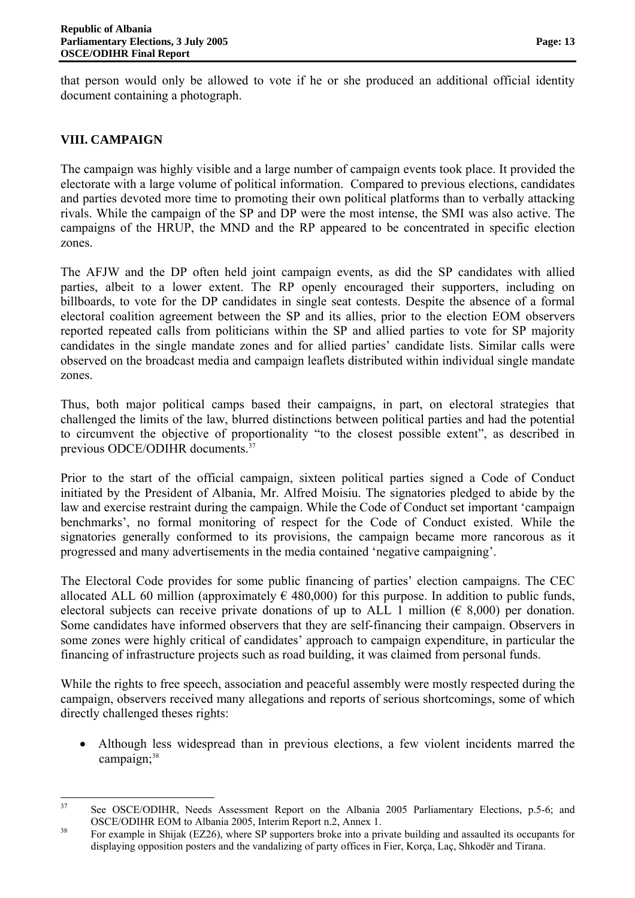that person would only be allowed to vote if he or she produced an additional official identity document containing a photograph.

## VIII. CAMPAIGN

The campaign was highly visible and a large number of campaign events took place. It provided the electorate with a large volume of political information. Compared to previous elections, candidates and parties devoted more time to promoting their own political platforms than to verbally attacking rivals. While the campaign of the SP and DP were the most intense, the SMI was also active. The campaigns of the HRUP, the MND and the RP appeared to be concentrated in specific election zones.

The AFJW and the DP often held joint campaign events, as did the SP candidates with allied parties, albeit to a lower extent. The RP openly encouraged their supporters, including on billboards, to vote for the DP candidates in single seat contests. Despite the absence of a formal electoral coalition agreement between the SP and its allies, prior to the election EOM observers reported repeated calls from politicians within the SP and allied parties to vote for SP majority candidates in the single mandate zones and for allied parties' candidate lists. Similar calls were observed on the broadcast media and campaign leaflets distributed within individual single mandate zones.

Thus, both major political camps based their campaigns, in part, on electoral strategies that challenged the limits of the law, blurred distinctions between political parties and had the potential to circumvent the objective of proportionality "to the closest possible extent", as described in previous ODCE/ODIHR documents.[37]

Prior to the start of the official campaign, sixteen political parties signed a Code of Conduct initiated by the President of Albania, Mr. Alfred Moisiu. The signatories pledged to abide by the law and exercise restraint during the campaign. While the Code of Conduct set important 'campaign benchmarks', no formal monitoring of respect for the Code of Conduct existed. While the signatories generally conformed to its provisions, the campaign became more rancorous as it progressed and many advertisements in the media contained 'negative campaigning'.

The Electoral Code provides for some public financing of parties' election campaigns. The CEC allocated ALL 60 million (approximately € 480,000) for this purpose. In addition to public funds, electoral subjects can receive private donations of up to ALL 1 million (€ 8,000) per donation. Some candidates have informed observers that they are self-financing their campaign. Observers in some zones were highly critical of candidates' approach to campaign expenditure, in particular the financing of infrastructure projects such as road building, it was claimed from personal funds.

While the rights to free speech, association and peaceful assembly were mostly respected during the campaign, observers received many allegations and reports of serious shortcomings, some of which directly challenged theses rights:

- Although less widespread than in previous elections, a few violent incidents marred the campaign;[38]

---

[37] See OSCE/ODIHR, Needs Assessment Report on the Albania 2005 Parliamentary Elections, p.5-6; and OSCE/ODIHR EOM to Albania 2005, Interim Report n.2, Annex 1.

[38] For example in Shijak (EZ26), where SP supporters broke into a private building and assaulted its occupants for displaying opposition posters and the vandalizing of party offices in Fier, Korça, Laç, Shkodër and Tirana.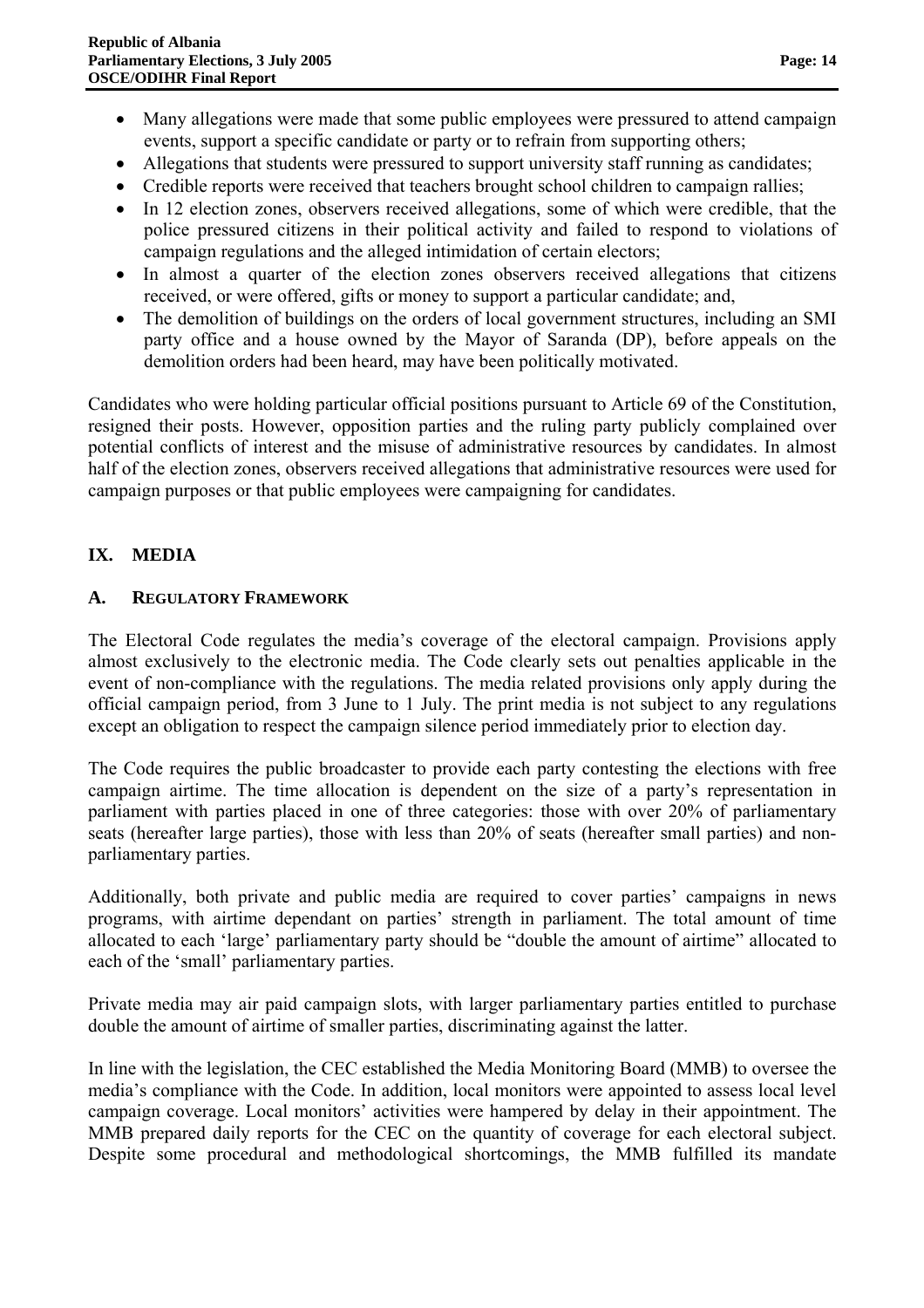- Many allegations were made that some public employees were pressured to attend campaign events, support a specific candidate or party or to refrain from supporting others;
- Allegations that students were pressured to support university staff running as candidates;
- Credible reports were received that teachers brought school children to campaign rallies;
- In 12 election zones, observers received allegations, some of which were credible, that the police pressured citizens in their political activity and failed to respond to violations of campaign regulations and the alleged intimidation of certain electors;
- In almost a quarter of the election zones observers received allegations that citizens received, or were offered, gifts or money to support a particular candidate; and,
- The demolition of buildings on the orders of local government structures, including an SMI party office and a house owned by the Mayor of Saranda (DP), before appeals on the demolition orders had been heard, may have been politically motivated.

Candidates who were holding particular official positions pursuant to Article 69 of the Constitution, resigned their posts. However, opposition parties and the ruling party publicly complained over potential conflicts of interest and the misuse of administrative resources by candidates. In almost half of the election zones, observers received allegations that administrative resources were used for campaign purposes or that public employees were campaigning for candidates.

## IX. MEDIA

### A. REGULATORY FRAMEWORK

The Electoral Code regulates the media's coverage of the electoral campaign. Provisions apply almost exclusively to the electronic media. The Code clearly sets out penalties applicable in the event of non-compliance with the regulations. The media related provisions only apply during the official campaign period, from 3 June to 1 July. The print media is not subject to any regulations except an obligation to respect the campaign silence period immediately prior to election day.

The Code requires the public broadcaster to provide each party contesting the elections with free campaign airtime. The time allocation is dependent on the size of a party's representation in parliament with parties placed in one of three categories: those with over 20% of parliamentary seats (hereafter large parties), those with less than 20% of seats (hereafter small parties) and non-parliamentary parties.

Additionally, both private and public media are required to cover parties' campaigns in news programs, with airtime dependant on parties' strength in parliament. The total amount of time allocated to each 'large' parliamentary party should be "double the amount of airtime" allocated to each of the 'small' parliamentary parties.

Private media may air paid campaign slots, with larger parliamentary parties entitled to purchase double the amount of airtime of smaller parties, discriminating against the latter.

In line with the legislation, the CEC established the Media Monitoring Board (MMB) to oversee the media's compliance with the Code. In addition, local monitors were appointed to assess local level campaign coverage. Local monitors' activities were hampered by delay in their appointment. The MMB prepared daily reports for the CEC on the quantity of coverage for each electoral subject. Despite some procedural and methodological shortcomings, the MMB fulfilled its mandate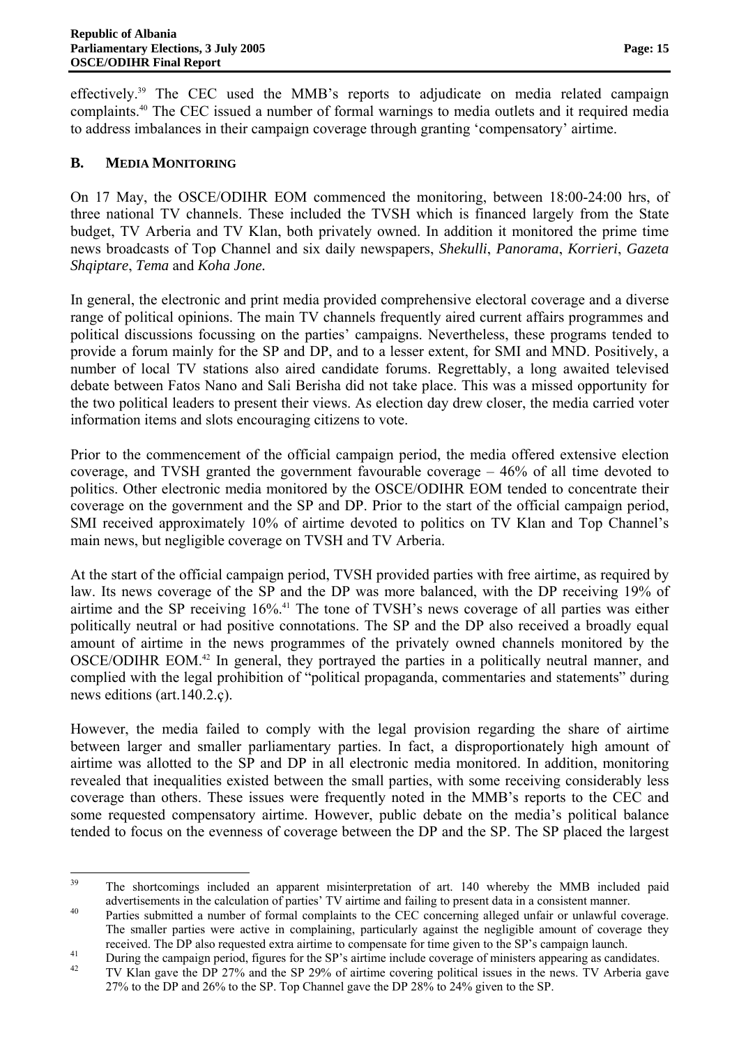effectively.[39] The CEC used the MMB's reports to adjudicate on media related campaign complaints.[40] The CEC issued a number of formal warnings to media outlets and it required media to address imbalances in their campaign coverage through granting 'compensatory' airtime.

### B. MEDIA MONITORING

On 17 May, the OSCE/ODIHR EOM commenced the monitoring, between 18:00-24:00 hrs, of three national TV channels. These included the TVSH which is financed largely from the State budget, TV Arberia and TV Klan, both privately owned. In addition it monitored the prime time news broadcasts of Top Channel and six daily newspapers, *Shekulli*, *Panorama*, *Korrieri*, *Gazeta Shqiptare*, *Tema* and *Koha Jone.*

In general, the electronic and print media provided comprehensive electoral coverage and a diverse range of political opinions. The main TV channels frequently aired current affairs programmes and political discussions focussing on the parties' campaigns. Nevertheless, these programs tended to provide a forum mainly for the SP and DP, and to a lesser extent, for SMI and MND. Positively, a number of local TV stations also aired candidate forums. Regrettably, a long awaited televised debate between Fatos Nano and Sali Berisha did not take place. This was a missed opportunity for the two political leaders to present their views. As election day drew closer, the media carried voter information items and slots encouraging citizens to vote.

Prior to the commencement of the official campaign period, the media offered extensive election coverage, and TVSH granted the government favourable coverage – 46% of all time devoted to politics. Other electronic media monitored by the OSCE/ODIHR EOM tended to concentrate their coverage on the government and the SP and DP. Prior to the start of the official campaign period, SMI received approximately 10% of airtime devoted to politics on TV Klan and Top Channel's main news, but negligible coverage on TVSH and TV Arberia.

At the start of the official campaign period, TVSH provided parties with free airtime, as required by law. Its news coverage of the SP and the DP was more balanced, with the DP receiving 19% of airtime and the SP receiving 16%.[41] The tone of TVSH's news coverage of all parties was either politically neutral or had positive connotations. The SP and the DP also received a broadly equal amount of airtime in the news programmes of the privately owned channels monitored by the OSCE/ODIHR EOM.[42] In general, they portrayed the parties in a politically neutral manner, and complied with the legal prohibition of "political propaganda, commentaries and statements" during news editions (art.140.2.ç).

However, the media failed to comply with the legal provision regarding the share of airtime between larger and smaller parliamentary parties. In fact, a disproportionately high amount of airtime was allotted to the SP and DP in all electronic media monitored. In addition, monitoring revealed that inequalities existed between the small parties, with some receiving considerably less coverage than others. These issues were frequently noted in the MMB's reports to the CEC and some requested compensatory airtime. However, public debate on the media's political balance tended to focus on the evenness of coverage between the DP and the SP. The SP placed the largest

---

[39] The shortcomings included an apparent misinterpretation of art. 140 whereby the MMB included paid advertisements in the calculation of parties' TV airtime and failing to present data in a consistent manner.

[40] Parties submitted a number of formal complaints to the CEC concerning alleged unfair or unlawful coverage. The smaller parties were active in complaining, particularly against the negligible amount of coverage they received. The DP also requested extra airtime to compensate for time given to the SP's campaign launch.

[41] During the campaign period, figures for the SP's airtime include coverage of ministers appearing as candidates.

[42] TV Klan gave the DP 27% and the SP 29% of airtime covering political issues in the news. TV Arberia gave 27% to the DP and 26% to the SP. Top Channel gave the DP 28% to 24% given to the SP.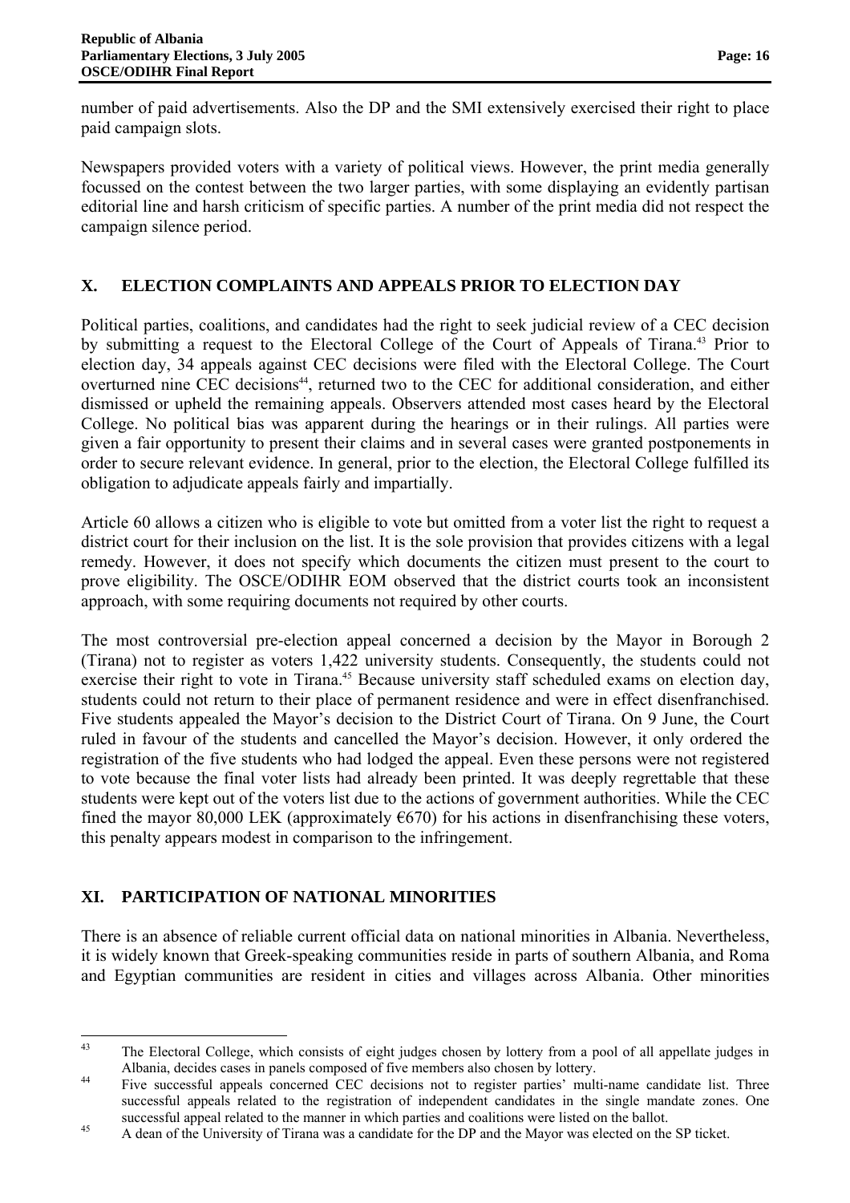number of paid advertisements. Also the DP and the SMI extensively exercised their right to place paid campaign slots.

Newspapers provided voters with a variety of political views. However, the print media generally focussed on the contest between the two larger parties, with some displaying an evidently partisan editorial line and harsh criticism of specific parties. A number of the print media did not respect the campaign silence period.

## X. ELECTION COMPLAINTS AND APPEALS PRIOR TO ELECTION DAY

Political parties, coalitions, and candidates had the right to seek judicial review of a CEC decision by submitting a request to the Electoral College of the Court of Appeals of Tirana.[43] Prior to election day, 34 appeals against CEC decisions were filed with the Electoral College. The Court overturned nine CEC decisions[44], returned two to the CEC for additional consideration, and either dismissed or upheld the remaining appeals. Observers attended most cases heard by the Electoral College. No political bias was apparent during the hearings or in their rulings. All parties were given a fair opportunity to present their claims and in several cases were granted postponements in order to secure relevant evidence. In general, prior to the election, the Electoral College fulfilled its obligation to adjudicate appeals fairly and impartially.

Article 60 allows a citizen who is eligible to vote but omitted from a voter list the right to request a district court for their inclusion on the list. It is the sole provision that provides citizens with a legal remedy. However, it does not specify which documents the citizen must present to the court to prove eligibility. The OSCE/ODIHR EOM observed that the district courts took an inconsistent approach, with some requiring documents not required by other courts.

The most controversial pre-election appeal concerned a decision by the Mayor in Borough 2 (Tirana) not to register as voters 1,422 university students. Consequently, the students could not exercise their right to vote in Tirana.[45] Because university staff scheduled exams on election day, students could not return to their place of permanent residence and were in effect disenfranchised. Five students appealed the Mayor's decision to the District Court of Tirana. On 9 June, the Court ruled in favour of the students and cancelled the Mayor's decision. However, it only ordered the registration of the five students who had lodged the appeal. Even these persons were not registered to vote because the final voter lists had already been printed. It was deeply regrettable that these students were kept out of the voters list due to the actions of government authorities. While the CEC fined the mayor 80,000 LEK (approximately €670) for his actions in disenfranchising these voters, this penalty appears modest in comparison to the infringement.

## XI. PARTICIPATION OF NATIONAL MINORITIES

There is an absence of reliable current official data on national minorities in Albania. Nevertheless, it is widely known that Greek-speaking communities reside in parts of southern Albania, and Roma and Egyptian communities are resident in cities and villages across Albania. Other minorities

---

[43] The Electoral College, which consists of eight judges chosen by lottery from a pool of all appellate judges in Albania, decides cases in panels composed of five members also chosen by lottery.

[44] Five successful appeals concerned CEC decisions not to register parties' multi-name candidate list. Three successful appeals related to the registration of independent candidates in the single mandate zones. One successful appeal related to the manner in which parties and coalitions were listed on the ballot.

[45] A dean of the University of Tirana was a candidate for the DP and the Mayor was elected on the SP ticket.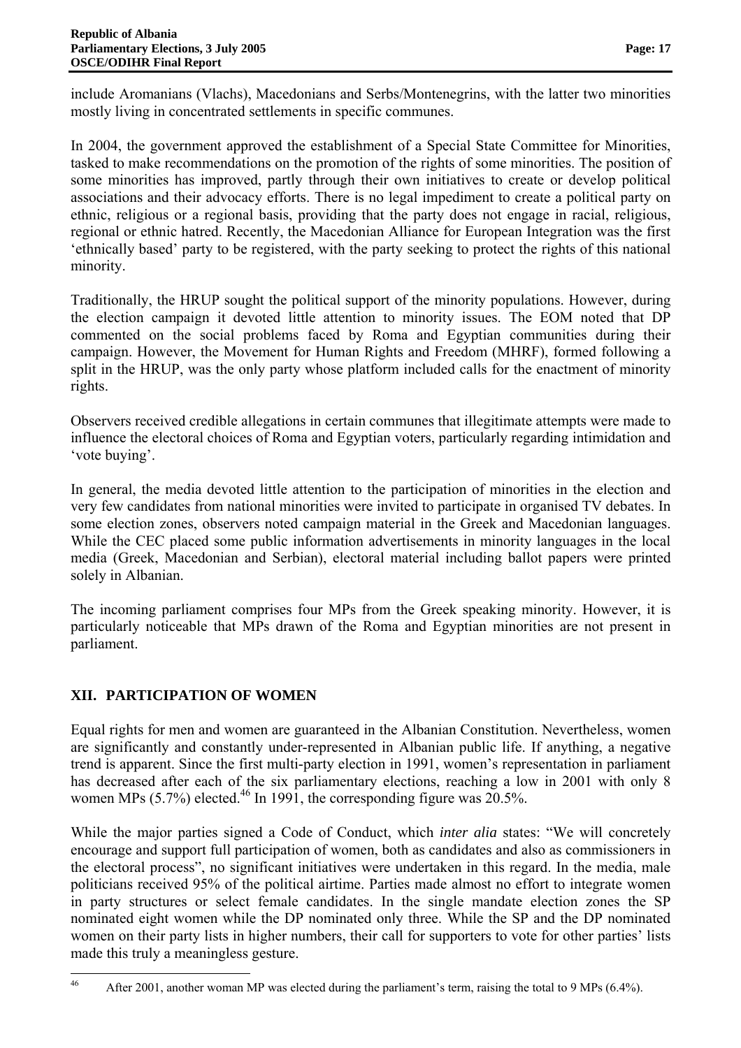include Aromanians (Vlachs), Macedonians and Serbs/Montenegrins, with the latter two minorities mostly living in concentrated settlements in specific communes.

In 2004, the government approved the establishment of a Special State Committee for Minorities, tasked to make recommendations on the promotion of the rights of some minorities. The position of some minorities has improved, partly through their own initiatives to create or develop political associations and their advocacy efforts. There is no legal impediment to create a political party on ethnic, religious or a regional basis, providing that the party does not engage in racial, religious, regional or ethnic hatred. Recently, the Macedonian Alliance for European Integration was the first 'ethnically based' party to be registered, with the party seeking to protect the rights of this national minority.

Traditionally, the HRUP sought the political support of the minority populations. However, during the election campaign it devoted little attention to minority issues. The EOM noted that DP commented on the social problems faced by Roma and Egyptian communities during their campaign. However, the Movement for Human Rights and Freedom (MHRF), formed following a split in the HRUP, was the only party whose platform included calls for the enactment of minority rights.

Observers received credible allegations in certain communes that illegitimate attempts were made to influence the electoral choices of Roma and Egyptian voters, particularly regarding intimidation and 'vote buying'.

In general, the media devoted little attention to the participation of minorities in the election and very few candidates from national minorities were invited to participate in organised TV debates. In some election zones, observers noted campaign material in the Greek and Macedonian languages. While the CEC placed some public information advertisements in minority languages in the local media (Greek, Macedonian and Serbian), electoral material including ballot papers were printed solely in Albanian.

The incoming parliament comprises four MPs from the Greek speaking minority. However, it is particularly noticeable that MPs drawn of the Roma and Egyptian minorities are not present in parliament.

## XII. PARTICIPATION OF WOMEN

Equal rights for men and women are guaranteed in the Albanian Constitution. Nevertheless, women are significantly and constantly under-represented in Albanian public life. If anything, a negative trend is apparent. Since the first multi-party election in 1991, women's representation in parliament has decreased after each of the six parliamentary elections, reaching a low in 2001 with only 8 women MPs (5.7%) elected.[46] In 1991, the corresponding figure was 20.5%.

While the major parties signed a Code of Conduct, which *inter alia* states: "We will concretely encourage and support full participation of women, both as candidates and also as commissioners in the electoral process", no significant initiatives were undertaken in this regard. In the media, male politicians received 95% of the political airtime. Parties made almost no effort to integrate women in party structures or select female candidates. In the single mandate election zones the SP nominated eight women while the DP nominated only three. While the SP and the DP nominated women on their party lists in higher numbers, their call for supporters to vote for other parties' lists made this truly a meaningless gesture.

[46] After 2001, another woman MP was elected during the parliament's term, raising the total to 9 MPs (6.4%).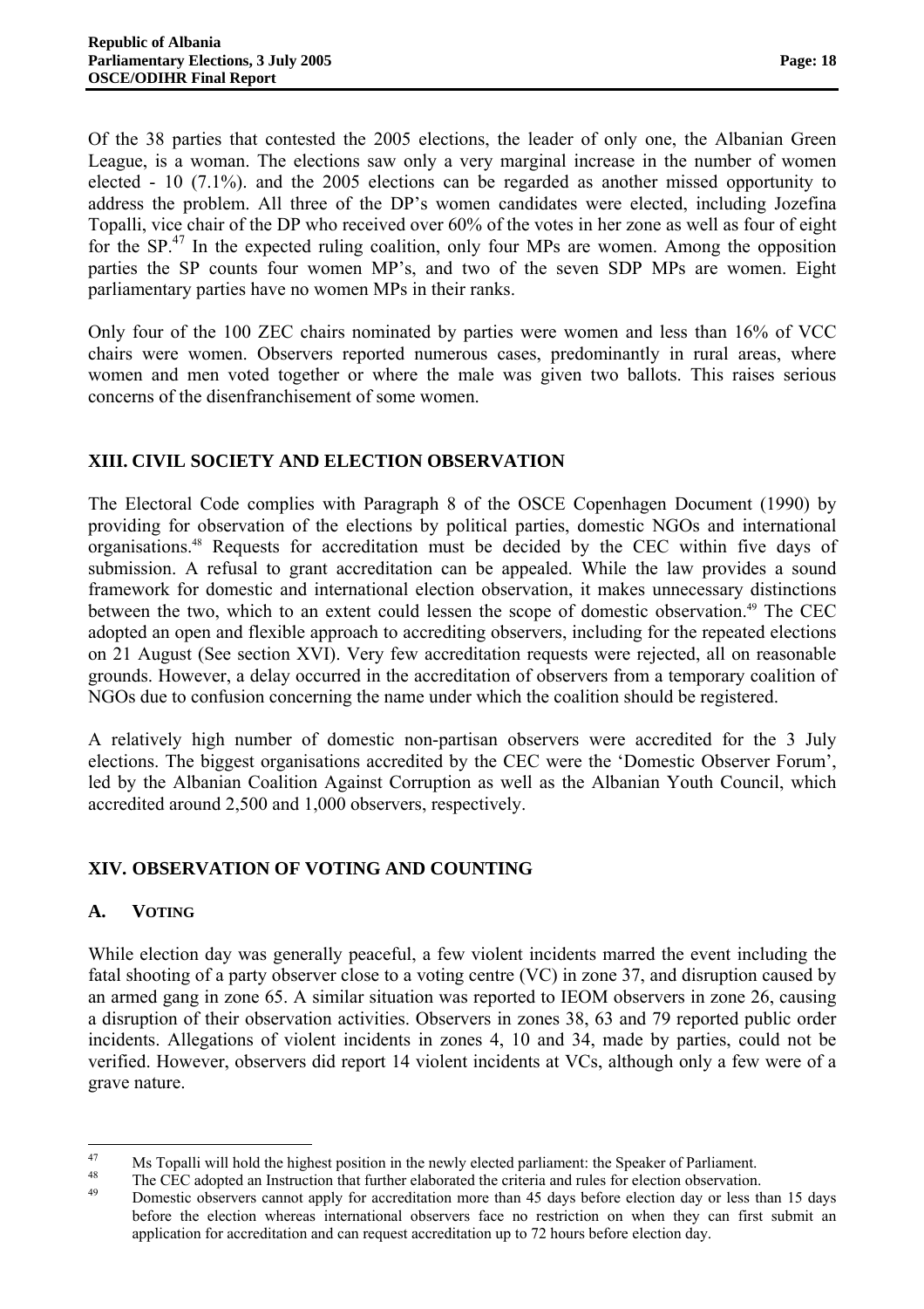Of the 38 parties that contested the 2005 elections, the leader of only one, the Albanian Green League, is a woman. The elections saw only a very marginal increase in the number of women elected - 10 (7.1%). and the 2005 elections can be regarded as another missed opportunity to address the problem. All three of the DP's women candidates were elected, including Jozefina Topalli, vice chair of the DP who received over 60% of the votes in her zone as well as four of eight for the SP.[47] In the expected ruling coalition, only four MPs are women. Among the opposition parties the SP counts four women MP's, and two of the seven SDP MPs are women. Eight parliamentary parties have no women MPs in their ranks.

Only four of the 100 ZEC chairs nominated by parties were women and less than 16% of VCC chairs were women. Observers reported numerous cases, predominantly in rural areas, where women and men voted together or where the male was given two ballots. This raises serious concerns of the disenfranchisement of some women.

## XIII. CIVIL SOCIETY AND ELECTION OBSERVATION

The Electoral Code complies with Paragraph 8 of the OSCE Copenhagen Document (1990) by providing for observation of the elections by political parties, domestic NGOs and international organisations.[48] Requests for accreditation must be decided by the CEC within five days of submission. A refusal to grant accreditation can be appealed. While the law provides a sound framework for domestic and international election observation, it makes unnecessary distinctions between the two, which to an extent could lessen the scope of domestic observation.[49] The CEC adopted an open and flexible approach to accrediting observers, including for the repeated elections on 21 August (See section XVI). Very few accreditation requests were rejected, all on reasonable grounds. However, a delay occurred in the accreditation of observers from a temporary coalition of NGOs due to confusion concerning the name under which the coalition should be registered.

A relatively high number of domestic non-partisan observers were accredited for the 3 July elections. The biggest organisations accredited by the CEC were the 'Domestic Observer Forum', led by the Albanian Coalition Against Corruption as well as the Albanian Youth Council, which accredited around 2,500 and 1,000 observers, respectively.

## XIV. OBSERVATION OF VOTING AND COUNTING

### A. VOTING

While election day was generally peaceful, a few violent incidents marred the event including the fatal shooting of a party observer close to a voting centre (VC) in zone 37, and disruption caused by an armed gang in zone 65. A similar situation was reported to IEOM observers in zone 26, causing a disruption of their observation activities. Observers in zones 38, 63 and 79 reported public order incidents. Allegations of violent incidents in zones 4, 10 and 34, made by parties, could not be verified. However, observers did report 14 violent incidents at VCs, although only a few were of a grave nature.

---

[47] Ms Topalli will hold the highest position in the newly elected parliament: the Speaker of Parliament.

[48] The CEC adopted an Instruction that further elaborated the criteria and rules for election observation.

[49] Domestic observers cannot apply for accreditation more than 45 days before election day or less than 15 days before the election whereas international observers face no restriction on when they can first submit an application for accreditation and can request accreditation up to 72 hours before election day.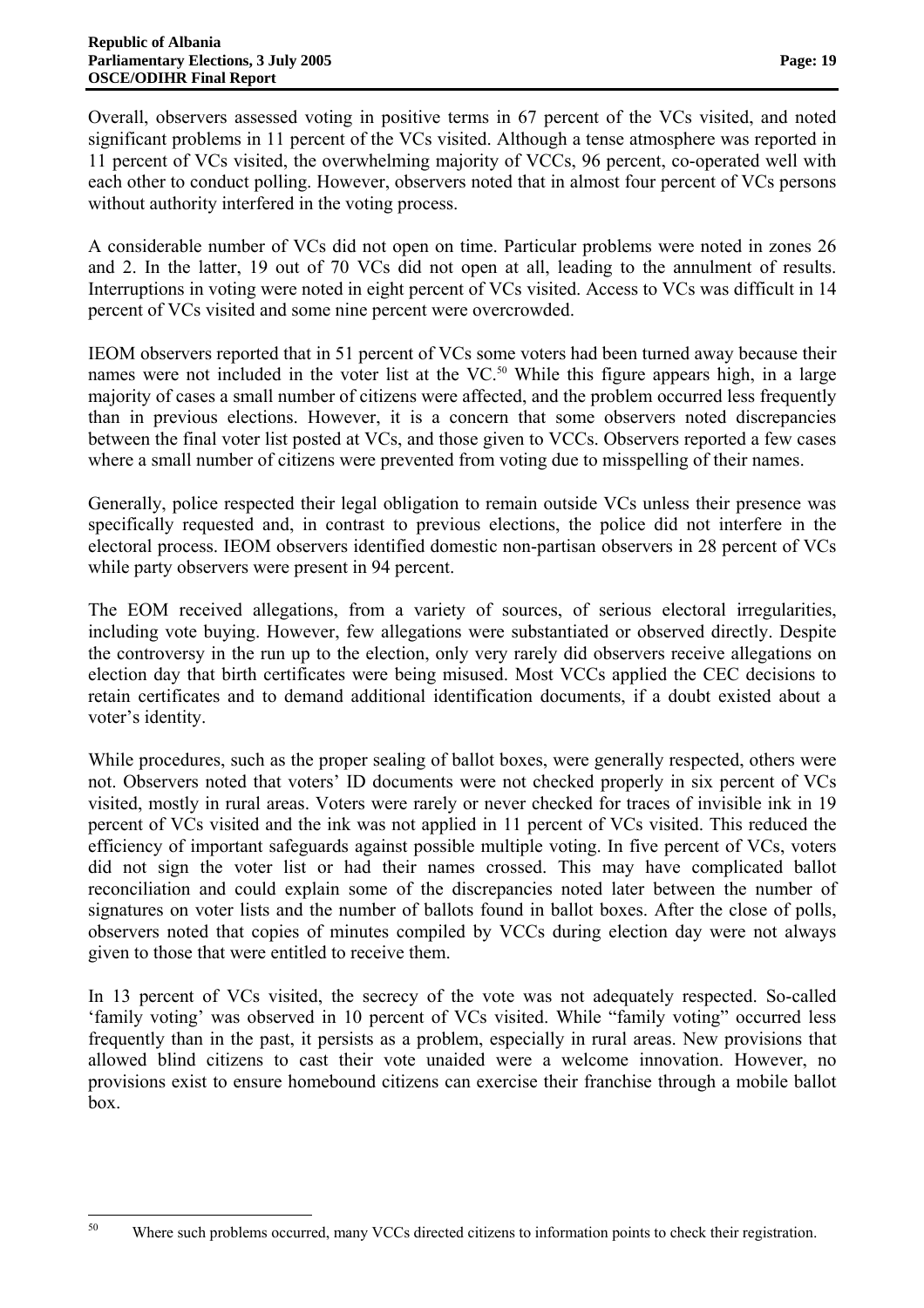Overall, observers assessed voting in positive terms in 67 percent of the VCs visited, and noted significant problems in 11 percent of the VCs visited. Although a tense atmosphere was reported in 11 percent of VCs visited, the overwhelming majority of VCCs, 96 percent, co-operated well with each other to conduct polling. However, observers noted that in almost four percent of VCs persons without authority interfered in the voting process.

A considerable number of VCs did not open on time. Particular problems were noted in zones 26 and 2. In the latter, 19 out of 70 VCs did not open at all, leading to the annulment of results. Interruptions in voting were noted in eight percent of VCs visited. Access to VCs was difficult in 14 percent of VCs visited and some nine percent were overcrowded.

IEOM observers reported that in 51 percent of VCs some voters had been turned away because their names were not included in the voter list at the VC.[50] While this figure appears high, in a large majority of cases a small number of citizens were affected, and the problem occurred less frequently than in previous elections. However, it is a concern that some observers noted discrepancies between the final voter list posted at VCs, and those given to VCCs. Observers reported a few cases where a small number of citizens were prevented from voting due to misspelling of their names.

Generally, police respected their legal obligation to remain outside VCs unless their presence was specifically requested and, in contrast to previous elections, the police did not interfere in the electoral process. IEOM observers identified domestic non-partisan observers in 28 percent of VCs while party observers were present in 94 percent.

The EOM received allegations, from a variety of sources, of serious electoral irregularities, including vote buying. However, few allegations were substantiated or observed directly. Despite the controversy in the run up to the election, only very rarely did observers receive allegations on election day that birth certificates were being misused. Most VCCs applied the CEC decisions to retain certificates and to demand additional identification documents, if a doubt existed about a voter's identity.

While procedures, such as the proper sealing of ballot boxes, were generally respected, others were not. Observers noted that voters' ID documents were not checked properly in six percent of VCs visited, mostly in rural areas. Voters were rarely or never checked for traces of invisible ink in 19 percent of VCs visited and the ink was not applied in 11 percent of VCs visited. This reduced the efficiency of important safeguards against possible multiple voting. In five percent of VCs, voters did not sign the voter list or had their names crossed. This may have complicated ballot reconciliation and could explain some of the discrepancies noted later between the number of signatures on voter lists and the number of ballots found in ballot boxes. After the close of polls, observers noted that copies of minutes compiled by VCCs during election day were not always given to those that were entitled to receive them.

In 13 percent of VCs visited, the secrecy of the vote was not adequately respected. So-called 'family voting' was observed in 10 percent of VCs visited. While "family voting" occurred less frequently than in the past, it persists as a problem, especially in rural areas. New provisions that allowed blind citizens to cast their vote unaided were a welcome innovation. However, no provisions exist to ensure homebound citizens can exercise their franchise through a mobile ballot box.

---

[50] Where such problems occurred, many VCCs directed citizens to information points to check their registration.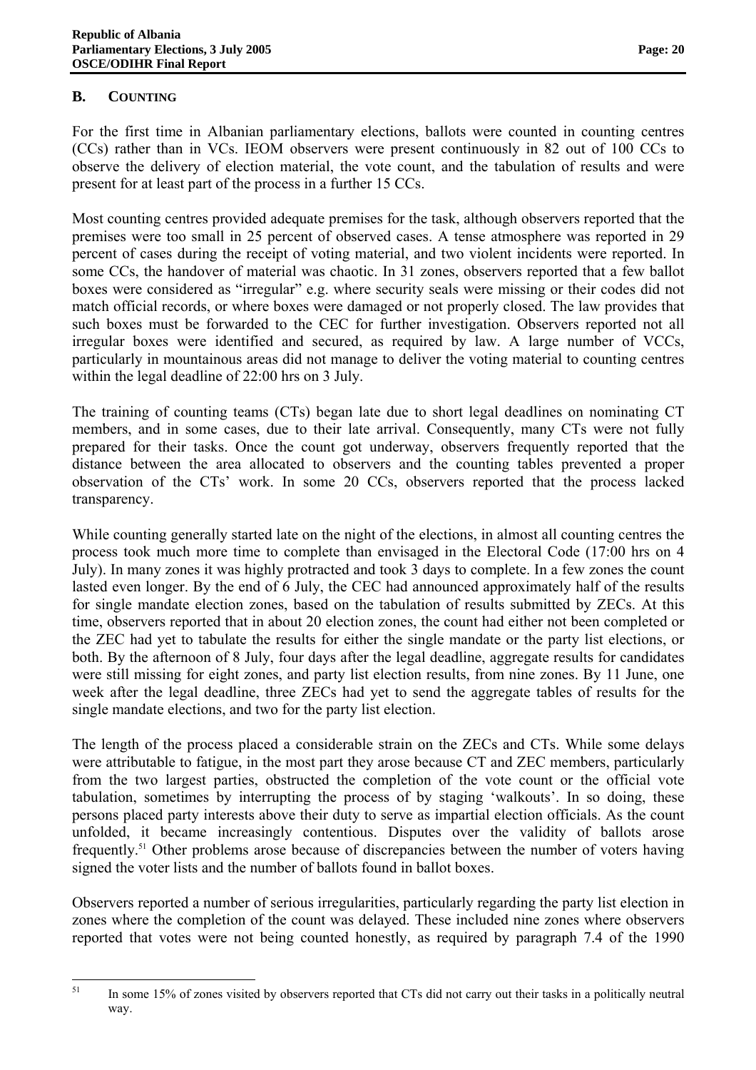### B. COUNTING

For the first time in Albanian parliamentary elections, ballots were counted in counting centres (CCs) rather than in VCs. IEOM observers were present continuously in 82 out of 100 CCs to observe the delivery of election material, the vote count, and the tabulation of results and were present for at least part of the process in a further 15 CCs.

Most counting centres provided adequate premises for the task, although observers reported that the premises were too small in 25 percent of observed cases. A tense atmosphere was reported in 29 percent of cases during the receipt of voting material, and two violent incidents were reported. In some CCs, the handover of material was chaotic. In 31 zones, observers reported that a few ballot boxes were considered as "irregular" e.g. where security seals were missing or their codes did not match official records, or where boxes were damaged or not properly closed. The law provides that such boxes must be forwarded to the CEC for further investigation. Observers reported not all irregular boxes were identified and secured, as required by law. A large number of VCCs, particularly in mountainous areas did not manage to deliver the voting material to counting centres within the legal deadline of 22:00 hrs on 3 July.

The training of counting teams (CTs) began late due to short legal deadlines on nominating CT members, and in some cases, due to their late arrival. Consequently, many CTs were not fully prepared for their tasks. Once the count got underway, observers frequently reported that the distance between the area allocated to observers and the counting tables prevented a proper observation of the CTs' work. In some 20 CCs, observers reported that the process lacked transparency.

While counting generally started late on the night of the elections, in almost all counting centres the process took much more time to complete than envisaged in the Electoral Code (17:00 hrs on 4 July). In many zones it was highly protracted and took 3 days to complete. In a few zones the count lasted even longer. By the end of 6 July, the CEC had announced approximately half of the results for single mandate election zones, based on the tabulation of results submitted by ZECs. At this time, observers reported that in about 20 election zones, the count had either not been completed or the ZEC had yet to tabulate the results for either the single mandate or the party list elections, or both. By the afternoon of 8 July, four days after the legal deadline, aggregate results for candidates were still missing for eight zones, and party list election results, from nine zones. By 11 June, one week after the legal deadline, three ZECs had yet to send the aggregate tables of results for the single mandate elections, and two for the party list election.

The length of the process placed a considerable strain on the ZECs and CTs. While some delays were attributable to fatigue, in the most part they arose because CT and ZEC members, particularly from the two largest parties, obstructed the completion of the vote count or the official vote tabulation, sometimes by interrupting the process of by staging 'walkouts'. In so doing, these persons placed party interests above their duty to serve as impartial election officials. As the count unfolded, it became increasingly contentious. Disputes over the validity of ballots arose frequently.[51] Other problems arose because of discrepancies between the number of voters having signed the voter lists and the number of ballots found in ballot boxes.

Observers reported a number of serious irregularities, particularly regarding the party list election in zones where the completion of the count was delayed. These included nine zones where observers reported that votes were not being counted honestly, as required by paragraph 7.4 of the 1990

---

[51] In some 15% of zones visited by observers reported that CTs did not carry out their tasks in a politically neutral way.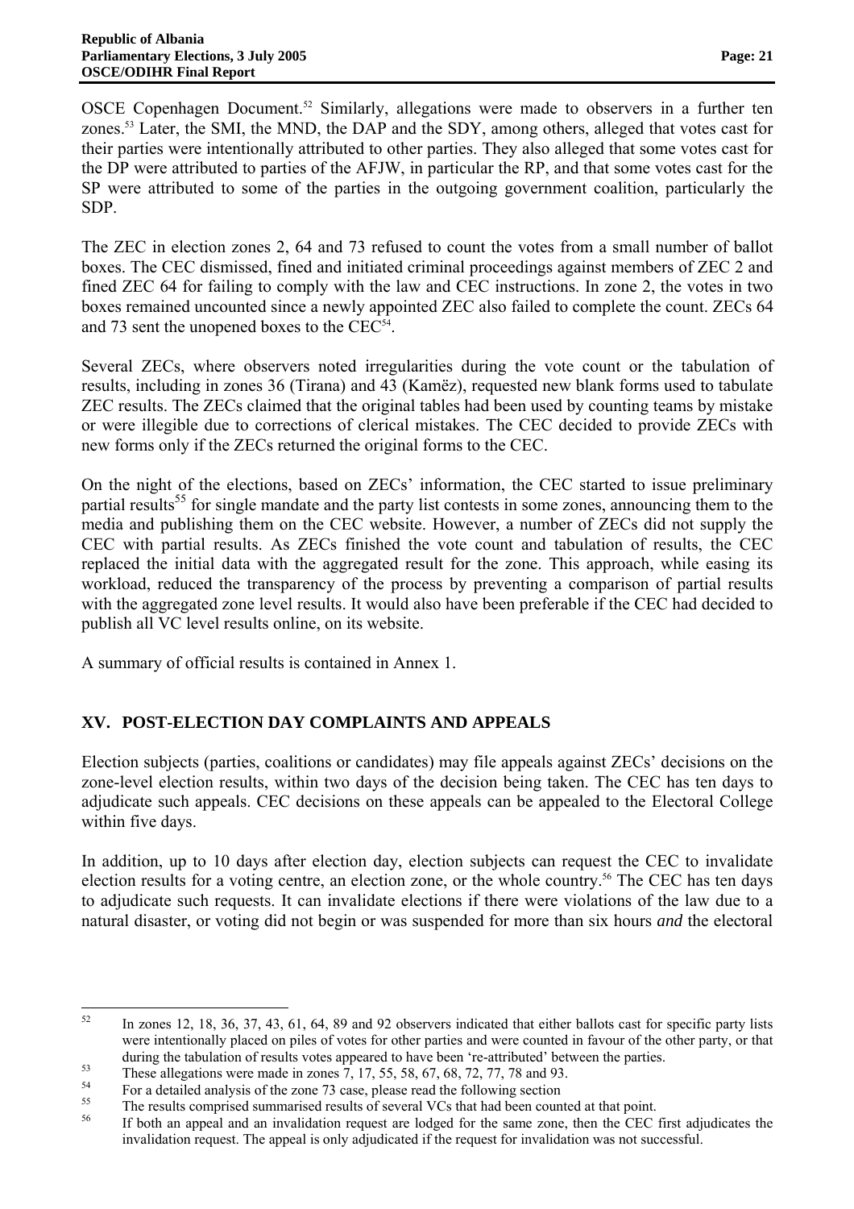OSCE Copenhagen Document.[52] Similarly, allegations were made to observers in a further ten zones.[53] Later, the SMI, the MND, the DAP and the SDY, among others, alleged that votes cast for their parties were intentionally attributed to other parties. They also alleged that some votes cast for the DP were attributed to parties of the AFJW, in particular the RP, and that some votes cast for the SP were attributed to some of the parties in the outgoing government coalition, particularly the SDP.

The ZEC in election zones 2, 64 and 73 refused to count the votes from a small number of ballot boxes. The CEC dismissed, fined and initiated criminal proceedings against members of ZEC 2 and fined ZEC 64 for failing to comply with the law and CEC instructions. In zone 2, the votes in two boxes remained uncounted since a newly appointed ZEC also failed to complete the count. ZECs 64 and 73 sent the unopened boxes to the CEC[54].

Several ZECs, where observers noted irregularities during the vote count or the tabulation of results, including in zones 36 (Tirana) and 43 (Kamëz), requested new blank forms used to tabulate ZEC results. The ZECs claimed that the original tables had been used by counting teams by mistake or were illegible due to corrections of clerical mistakes. The CEC decided to provide ZECs with new forms only if the ZECs returned the original forms to the CEC.

On the night of the elections, based on ZECs' information, the CEC started to issue preliminary partial results[55] for single mandate and the party list contests in some zones, announcing them to the media and publishing them on the CEC website. However, a number of ZECs did not supply the CEC with partial results. As ZECs finished the vote count and tabulation of results, the CEC replaced the initial data with the aggregated result for the zone. This approach, while easing its workload, reduced the transparency of the process by preventing a comparison of partial results with the aggregated zone level results. It would also have been preferable if the CEC had decided to publish all VC level results online, on its website.

A summary of official results is contained in Annex 1.

## XV. POST-ELECTION DAY COMPLAINTS AND APPEALS

Election subjects (parties, coalitions or candidates) may file appeals against ZECs' decisions on the zone-level election results, within two days of the decision being taken. The CEC has ten days to adjudicate such appeals. CEC decisions on these appeals can be appealed to the Electoral College within five days.

In addition, up to 10 days after election day, election subjects can request the CEC to invalidate election results for a voting centre, an election zone, or the whole country.[56] The CEC has ten days to adjudicate such requests. It can invalidate elections if there were violations of the law due to a natural disaster, or voting did not begin or was suspended for more than six hours *and* the electoral

---

[52] In zones 12, 18, 36, 37, 43, 61, 64, 89 and 92 observers indicated that either ballots cast for specific party lists were intentionally placed on piles of votes for other parties and were counted in favour of the other party, or that during the tabulation of results votes appeared to have been 're-attributed' between the parties.

[53] These allegations were made in zones 7, 17, 55, 58, 67, 68, 72, 77, 78 and 93.

[54] For a detailed analysis of the zone 73 case, please read the following section

[55] The results comprised summarised results of several VCs that had been counted at that point.

[56] If both an appeal and an invalidation request are lodged for the same zone, then the CEC first adjudicates the invalidation request. The appeal is only adjudicated if the request for invalidation was not successful.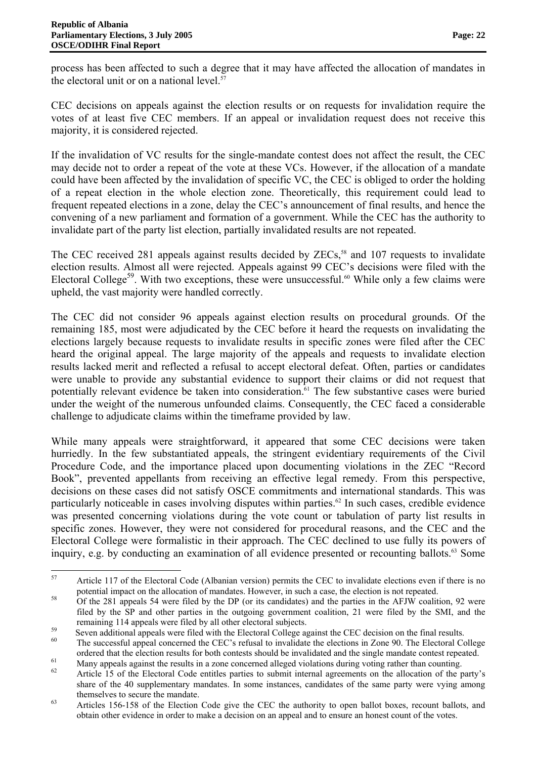process has been affected to such a degree that it may have affected the allocation of mandates in the electoral unit or on a national level.[57]

CEC decisions on appeals against the election results or on requests for invalidation require the votes of at least five CEC members. If an appeal or invalidation request does not receive this majority, it is considered rejected.

If the invalidation of VC results for the single-mandate contest does not affect the result, the CEC may decide not to order a repeat of the vote at these VCs. However, if the allocation of a mandate could have been affected by the invalidation of specific VC, the CEC is obliged to order the holding of a repeat election in the whole election zone. Theoretically, this requirement could lead to frequent repeated elections in a zone, delay the CEC's announcement of final results, and hence the convening of a new parliament and formation of a government. While the CEC has the authority to invalidate part of the party list election, partially invalidated results are not repeated.

The CEC received 281 appeals against results decided by ZECs,[58] and 107 requests to invalidate election results. Almost all were rejected. Appeals against 99 CEC's decisions were filed with the Electoral College[59]. With two exceptions, these were unsuccessful.[60] While only a few claims were upheld, the vast majority were handled correctly.

The CEC did not consider 96 appeals against election results on procedural grounds. Of the remaining 185, most were adjudicated by the CEC before it heard the requests on invalidating the elections largely because requests to invalidate results in specific zones were filed after the CEC heard the original appeal. The large majority of the appeals and requests to invalidate election results lacked merit and reflected a refusal to accept electoral defeat. Often, parties or candidates were unable to provide any substantial evidence to support their claims or did not request that potentially relevant evidence be taken into consideration.[61] The few substantive cases were buried under the weight of the numerous unfounded claims. Consequently, the CEC faced a considerable challenge to adjudicate claims within the timeframe provided by law.

While many appeals were straightforward, it appeared that some CEC decisions were taken hurriedly. In the few substantiated appeals, the stringent evidentiary requirements of the Civil Procedure Code, and the importance placed upon documenting violations in the ZEC "Record Book", prevented appellants from receiving an effective legal remedy. From this perspective, decisions on these cases did not satisfy OSCE commitments and international standards. This was particularly noticeable in cases involving disputes within parties.[62] In such cases, credible evidence was presented concerning violations during the vote count or tabulation of party list results in specific zones. However, they were not considered for procedural reasons, and the CEC and the Electoral College were formalistic in their approach. The CEC declined to use fully its powers of inquiry, e.g. by conducting an examination of all evidence presented or recounting ballots.[63] Some

---

[57] Article 117 of the Electoral Code (Albanian version) permits the CEC to invalidate elections even if there is no potential impact on the allocation of mandates. However, in such a case, the election is not repeated.

[58] Of the 281 appeals 54 were filed by the DP (or its candidates) and the parties in the AFJW coalition, 92 were filed by the SP and other parties in the outgoing government coalition, 21 were filed by the SMI, and the remaining 114 appeals were filed by all other electoral subjects.

[59] Seven additional appeals were filed with the Electoral College against the CEC decision on the final results.

[60] The successful appeal concerned the CEC's refusal to invalidate the elections in Zone 90. The Electoral College ordered that the election results for both contests should be invalidated and the single mandate contest repeated.

[61] Many appeals against the results in a zone concerned alleged violations during voting rather than counting.

[62] Article 15 of the Electoral Code entitles parties to submit internal agreements on the allocation of the party's share of the 40 supplementary mandates. In some instances, candidates of the same party were vying among themselves to secure the mandate.

[63] Articles 156-158 of the Election Code give the CEC the authority to open ballot boxes, recount ballots, and obtain other evidence in order to make a decision on an appeal and to ensure an honest count of the votes.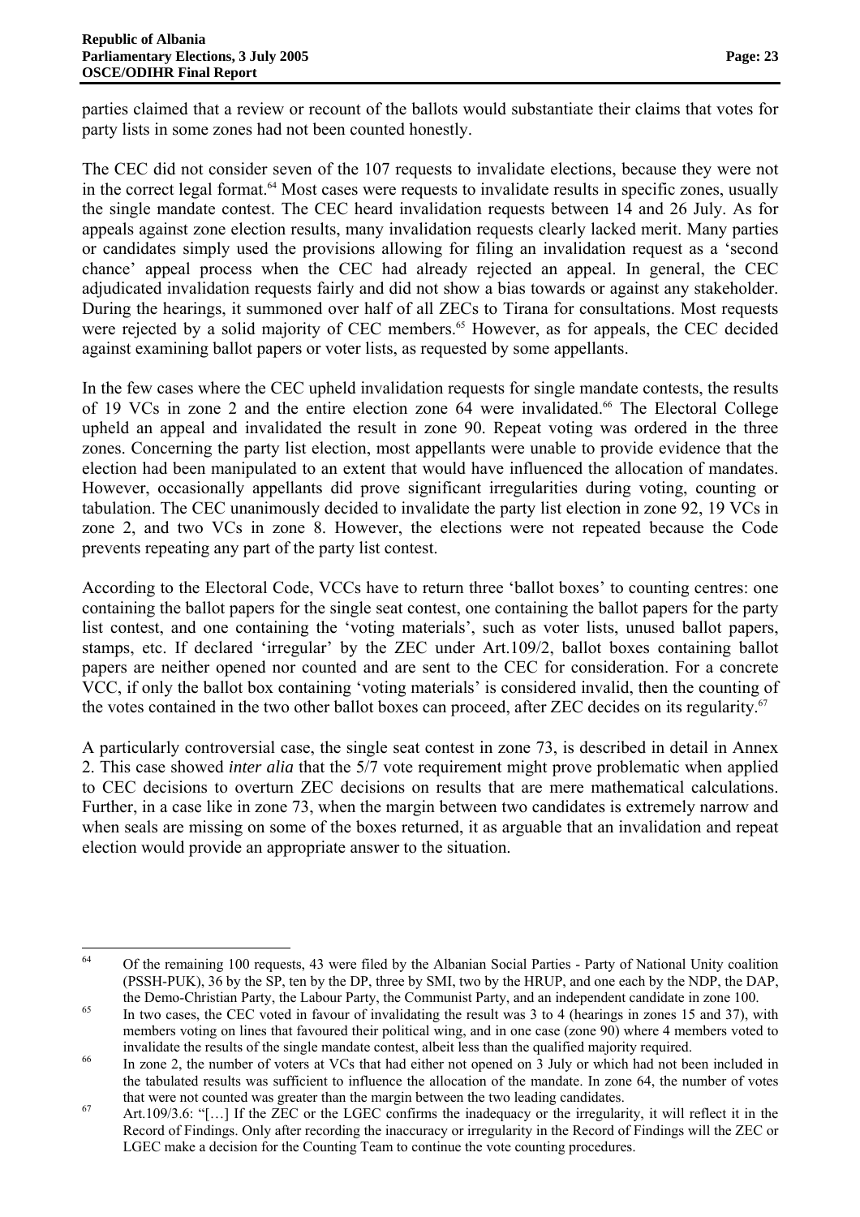parties claimed that a review or recount of the ballots would substantiate their claims that votes for party lists in some zones had not been counted honestly.

The CEC did not consider seven of the 107 requests to invalidate elections, because they were not in the correct legal format.[64] Most cases were requests to invalidate results in specific zones, usually the single mandate contest. The CEC heard invalidation requests between 14 and 26 July. As for appeals against zone election results, many invalidation requests clearly lacked merit. Many parties or candidates simply used the provisions allowing for filing an invalidation request as a 'second chance' appeal process when the CEC had already rejected an appeal. In general, the CEC adjudicated invalidation requests fairly and did not show a bias towards or against any stakeholder. During the hearings, it summoned over half of all ZECs to Tirana for consultations. Most requests were rejected by a solid majority of CEC members.[65] However, as for appeals, the CEC decided against examining ballot papers or voter lists, as requested by some appellants.

In the few cases where the CEC upheld invalidation requests for single mandate contests, the results of 19 VCs in zone 2 and the entire election zone 64 were invalidated.[66] The Electoral College upheld an appeal and invalidated the result in zone 90. Repeat voting was ordered in the three zones. Concerning the party list election, most appellants were unable to provide evidence that the election had been manipulated to an extent that would have influenced the allocation of mandates. However, occasionally appellants did prove significant irregularities during voting, counting or tabulation. The CEC unanimously decided to invalidate the party list election in zone 92, 19 VCs in zone 2, and two VCs in zone 8. However, the elections were not repeated because the Code prevents repeating any part of the party list contest.

According to the Electoral Code, VCCs have to return three 'ballot boxes' to counting centres: one containing the ballot papers for the single seat contest, one containing the ballot papers for the party list contest, and one containing the 'voting materials', such as voter lists, unused ballot papers, stamps, etc. If declared 'irregular' by the ZEC under Art.109/2, ballot boxes containing ballot papers are neither opened nor counted and are sent to the CEC for consideration. For a concrete VCC, if only the ballot box containing 'voting materials' is considered invalid, then the counting of the votes contained in the two other ballot boxes can proceed, after ZEC decides on its regularity.[67]

A particularly controversial case, the single seat contest in zone 73, is described in detail in Annex 2. This case showed *inter alia* that the 5/7 vote requirement might prove problematic when applied to CEC decisions to overturn ZEC decisions on results that are mere mathematical calculations. Further, in a case like in zone 73, when the margin between two candidates is extremely narrow and when seals are missing on some of the boxes returned, it as arguable that an invalidation and repeat election would provide an appropriate answer to the situation.

---

[64] Of the remaining 100 requests, 43 were filed by the Albanian Social Parties - Party of National Unity coalition (PSSH-PUK), 36 by the SP, ten by the DP, three by SMI, two by the HRUP, and one each by the NDP, the DAP, the Demo-Christian Party, the Labour Party, the Communist Party, and an independent candidate in zone 100.

[65] In two cases, the CEC voted in favour of invalidating the result was 3 to 4 (hearings in zones 15 and 37), with members voting on lines that favoured their political wing, and in one case (zone 90) where 4 members voted to invalidate the results of the single mandate contest, albeit less than the qualified majority required.

[66] In zone 2, the number of voters at VCs that had either not opened on 3 July or which had not been included in the tabulated results was sufficient to influence the allocation of the mandate. In zone 64, the number of votes that were not counted was greater than the margin between the two leading candidates.

[67] Art.109/3.6: "[…] If the ZEC or the LGEC confirms the inadequacy or the irregularity, it will reflect it in the Record of Findings. Only after recording the inaccuracy or irregularity in the Record of Findings will the ZEC or LGEC make a decision for the Counting Team to continue the vote counting procedures.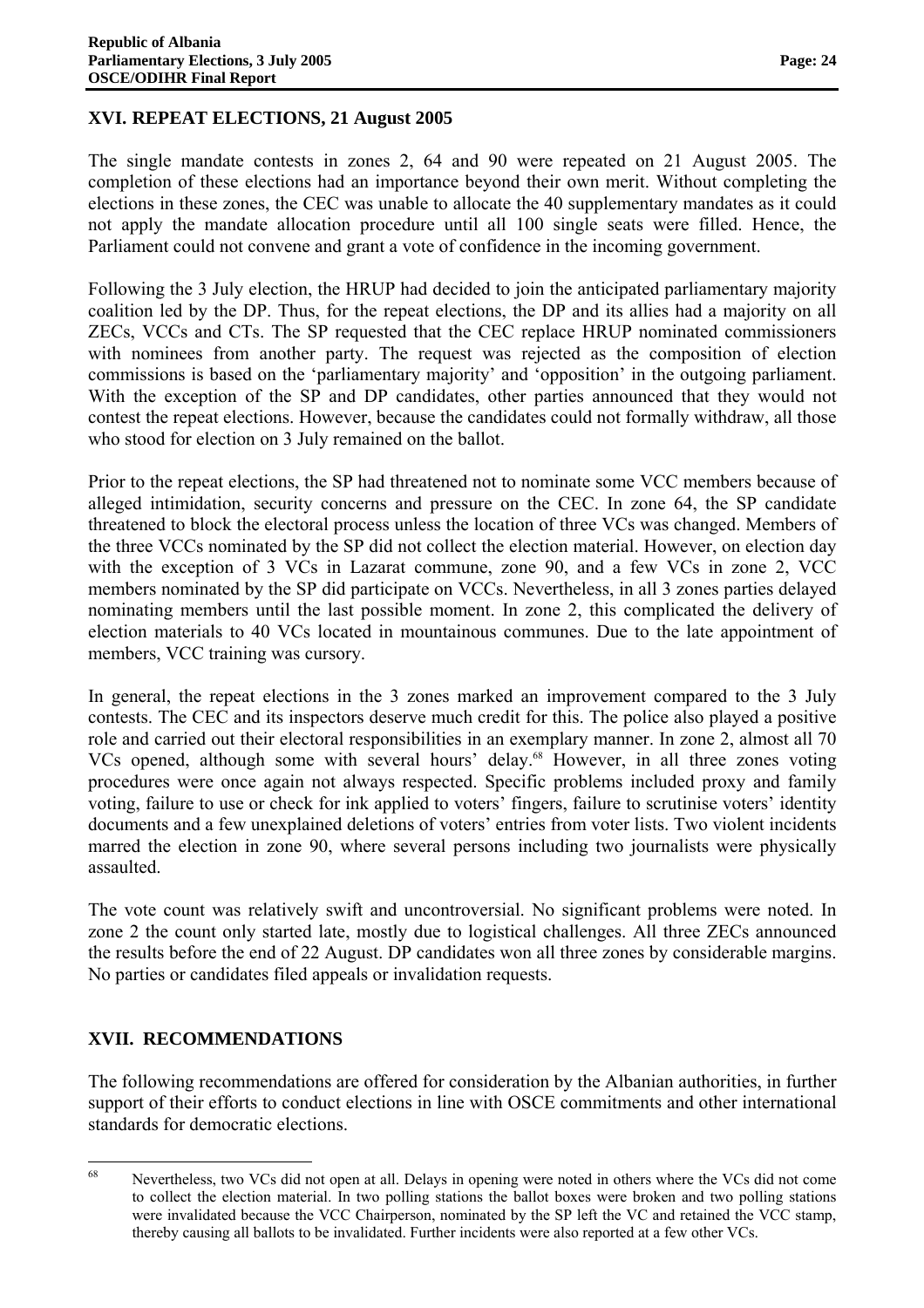## XVI. REPEAT ELECTIONS, 21 August 2005

The single mandate contests in zones 2, 64 and 90 were repeated on 21 August 2005. The completion of these elections had an importance beyond their own merit. Without completing the elections in these zones, the CEC was unable to allocate the 40 supplementary mandates as it could not apply the mandate allocation procedure until all 100 single seats were filled. Hence, the Parliament could not convene and grant a vote of confidence in the incoming government.

Following the 3 July election, the HRUP had decided to join the anticipated parliamentary majority coalition led by the DP. Thus, for the repeat elections, the DP and its allies had a majority on all ZECs, VCCs and CTs. The SP requested that the CEC replace HRUP nominated commissioners with nominees from another party. The request was rejected as the composition of election commissions is based on the 'parliamentary majority' and 'opposition' in the outgoing parliament. With the exception of the SP and DP candidates, other parties announced that they would not contest the repeat elections. However, because the candidates could not formally withdraw, all those who stood for election on 3 July remained on the ballot.

Prior to the repeat elections, the SP had threatened not to nominate some VCC members because of alleged intimidation, security concerns and pressure on the CEC. In zone 64, the SP candidate threatened to block the electoral process unless the location of three VCs was changed. Members of the three VCCs nominated by the SP did not collect the election material. However, on election day with the exception of 3 VCs in Lazarat commune, zone 90, and a few VCs in zone 2, VCC members nominated by the SP did participate on VCCs. Nevertheless, in all 3 zones parties delayed nominating members until the last possible moment. In zone 2, this complicated the delivery of election materials to 40 VCs located in mountainous communes. Due to the late appointment of members, VCC training was cursory.

In general, the repeat elections in the 3 zones marked an improvement compared to the 3 July contests. The CEC and its inspectors deserve much credit for this. The police also played a positive role and carried out their electoral responsibilities in an exemplary manner. In zone 2, almost all 70 VCs opened, although some with several hours' delay.[68] However, in all three zones voting procedures were once again not always respected. Specific problems included proxy and family voting, failure to use or check for ink applied to voters' fingers, failure to scrutinise voters' identity documents and a few unexplained deletions of voters' entries from voter lists. Two violent incidents marred the election in zone 90, where several persons including two journalists were physically assaulted.

The vote count was relatively swift and uncontroversial. No significant problems were noted. In zone 2 the count only started late, mostly due to logistical challenges. All three ZECs announced the results before the end of 22 August. DP candidates won all three zones by considerable margins. No parties or candidates filed appeals or invalidation requests.

## XVII. RECOMMENDATIONS

The following recommendations are offered for consideration by the Albanian authorities, in further support of their efforts to conduct elections in line with OSCE commitments and other international standards for democratic elections.

---

[68] Nevertheless, two VCs did not open at all. Delays in opening were noted in others where the VCs did not come to collect the election material. In two polling stations the ballot boxes were broken and two polling stations were invalidated because the VCC Chairperson, nominated by the SP left the VC and retained the VCC stamp, thereby causing all ballots to be invalidated. Further incidents were also reported at a few other VCs.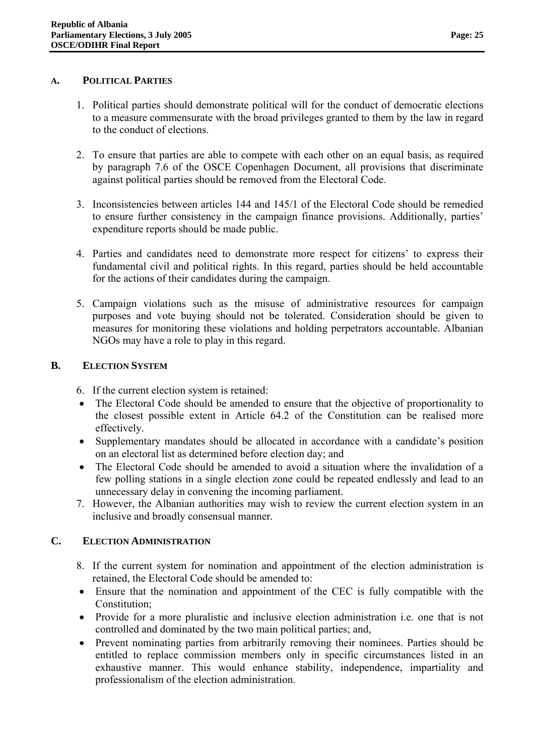## A. POLITICAL PARTIES

1. Political parties should demonstrate political will for the conduct of democratic elections to a measure commensurate with the broad privileges granted to them by the law in regard to the conduct of elections.

2. To ensure that parties are able to compete with each other on an equal basis, as required by paragraph 7.6 of the OSCE Copenhagen Document, all provisions that discriminate against political parties should be removed from the Electoral Code.

3. Inconsistencies between articles 144 and 145/1 of the Electoral Code should be remedied to ensure further consistency in the campaign finance provisions. Additionally, parties' expenditure reports should be made public.

4. Parties and candidates need to demonstrate more respect for citizens' to express their fundamental civil and political rights. In this regard, parties should be held accountable for the actions of their candidates during the campaign.

5. Campaign violations such as the misuse of administrative resources for campaign purposes and vote buying should not be tolerated. Consideration should be given to measures for monitoring these violations and holding perpetrators accountable. Albanian NGOs may have a role to play in this regard.

## B. ELECTION SYSTEM

6. If the current election system is retained:
   - The Electoral Code should be amended to ensure that the objective of proportionality to the closest possible extent in Article 64.2 of the Constitution can be realised more effectively.
   - Supplementary mandates should be allocated in accordance with a candidate's position on an electoral list as determined before election day; and
   - The Electoral Code should be amended to avoid a situation where the invalidation of a few polling stations in a single election zone could be repeated endlessly and lead to an unnecessary delay in convening the incoming parliament.
7. However, the Albanian authorities may wish to review the current election system in an inclusive and broadly consensual manner.

## C. ELECTION ADMINISTRATION

8. If the current system for nomination and appointment of the election administration is retained, the Electoral Code should be amended to:
   - Ensure that the nomination and appointment of the CEC is fully compatible with the Constitution;
   - Provide for a more pluralistic and inclusive election administration i.e. one that is not controlled and dominated by the two main political parties; and,
   - Prevent nominating parties from arbitrarily removing their nominees. Parties should be entitled to replace commission members only in specific circumstances listed in an exhaustive manner. This would enhance stability, independence, impartiality and professionalism of the election administration.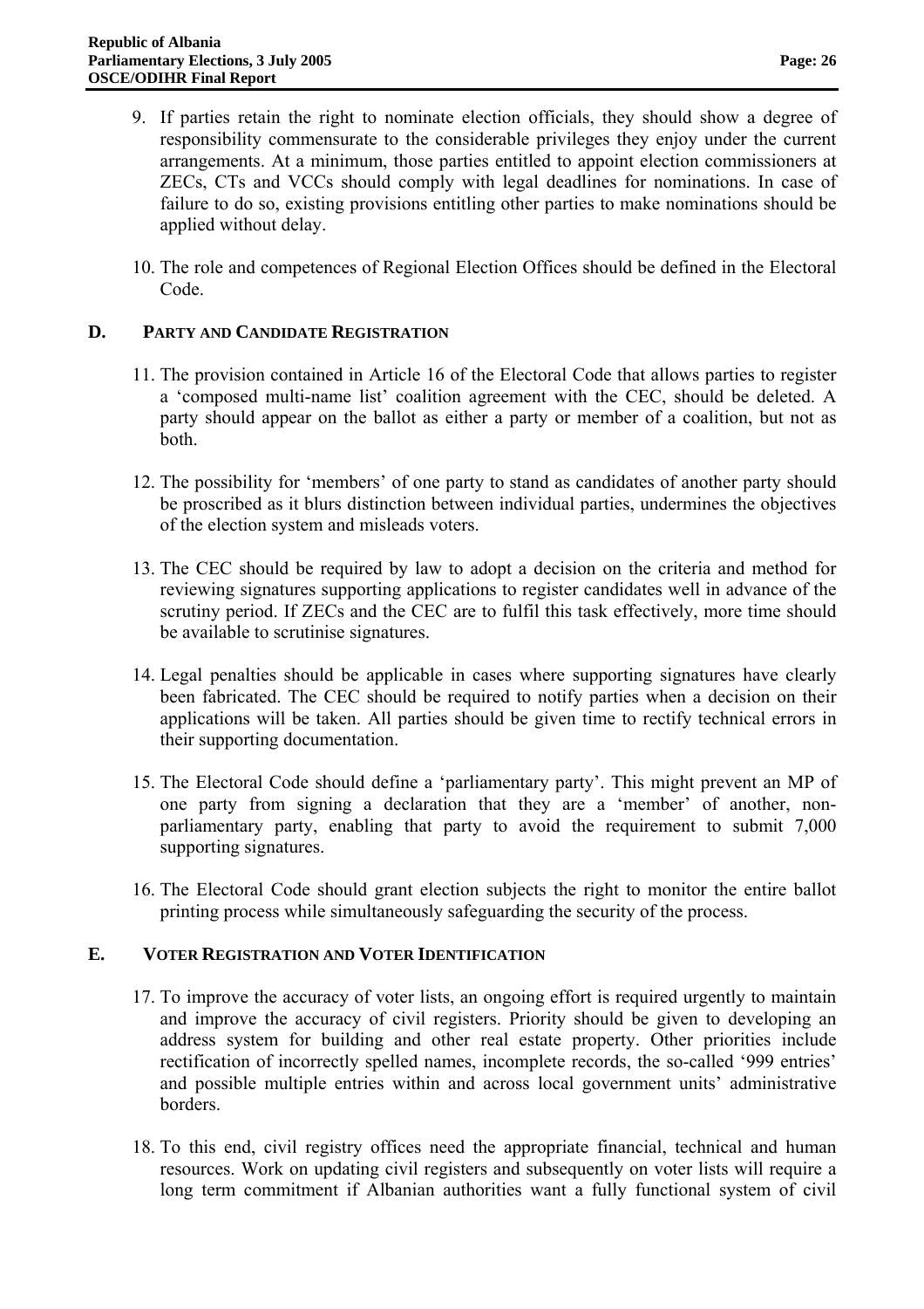9. If parties retain the right to nominate election officials, they should show a degree of responsibility commensurate to the considerable privileges they enjoy under the current arrangements. At a minimum, those parties entitled to appoint election commissioners at ZECs, CTs and VCCs should comply with legal deadlines for nominations. In case of failure to do so, existing provisions entitling other parties to make nominations should be applied without delay.

10. The role and competences of Regional Election Offices should be defined in the Electoral Code.

## D. PARTY AND CANDIDATE REGISTRATION

11. The provision contained in Article 16 of the Electoral Code that allows parties to register a 'composed multi-name list' coalition agreement with the CEC, should be deleted. A party should appear on the ballot as either a party or member of a coalition, but not as both.

12. The possibility for 'members' of one party to stand as candidates of another party should be proscribed as it blurs distinction between individual parties, undermines the objectives of the election system and misleads voters.

13. The CEC should be required by law to adopt a decision on the criteria and method for reviewing signatures supporting applications to register candidates well in advance of the scrutiny period. If ZECs and the CEC are to fulfil this task effectively, more time should be available to scrutinise signatures.

14. Legal penalties should be applicable in cases where supporting signatures have clearly been fabricated. The CEC should be required to notify parties when a decision on their applications will be taken. All parties should be given time to rectify technical errors in their supporting documentation.

15. The Electoral Code should define a 'parliamentary party'. This might prevent an MP of one party from signing a declaration that they are a 'member' of another, non-parliamentary party, enabling that party to avoid the requirement to submit 7,000 supporting signatures.

16. The Electoral Code should grant election subjects the right to monitor the entire ballot printing process while simultaneously safeguarding the security of the process.

## E. VOTER REGISTRATION AND VOTER IDENTIFICATION

17. To improve the accuracy of voter lists, an ongoing effort is required urgently to maintain and improve the accuracy of civil registers. Priority should be given to developing an address system for building and other real estate property. Other priorities include rectification of incorrectly spelled names, incomplete records, the so-called '999 entries' and possible multiple entries within and across local government units' administrative borders.

18. To this end, civil registry offices need the appropriate financial, technical and human resources. Work on updating civil registers and subsequently on voter lists will require a long term commitment if Albanian authorities want a fully functional system of civil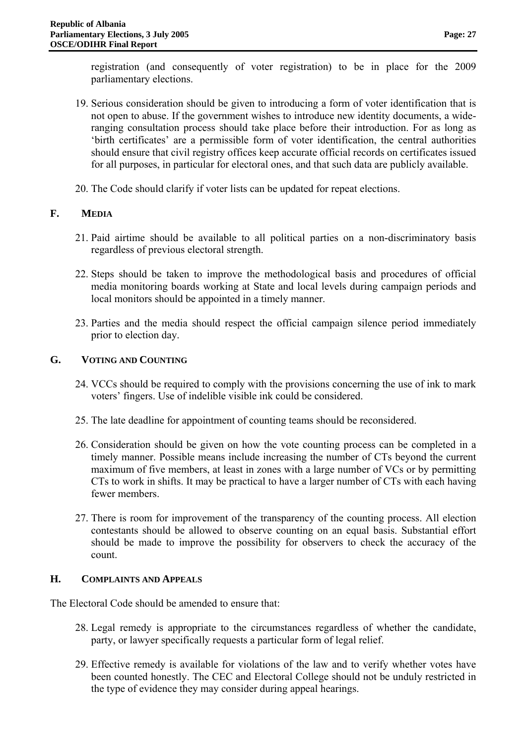registration (and consequently of voter registration) to be in place for the 2009 parliamentary elections.

19. Serious consideration should be given to introducing a form of voter identification that is not open to abuse. If the government wishes to introduce new identity documents, a wide-ranging consultation process should take place before their introduction. For as long as 'birth certificates' are a permissible form of voter identification, the central authorities should ensure that civil registry offices keep accurate official records on certificates issued for all purposes, in particular for electoral ones, and that such data are publicly available.

20. The Code should clarify if voter lists can be updated for repeat elections.

## F. MEDIA

21. Paid airtime should be available to all political parties on a non-discriminatory basis regardless of previous electoral strength.

22. Steps should be taken to improve the methodological basis and procedures of official media monitoring boards working at State and local levels during campaign periods and local monitors should be appointed in a timely manner.

23. Parties and the media should respect the official campaign silence period immediately prior to election day.

## G. VOTING AND COUNTING

24. VCCs should be required to comply with the provisions concerning the use of ink to mark voters' fingers. Use of indelible visible ink could be considered.

25. The late deadline for appointment of counting teams should be reconsidered.

26. Consideration should be given on how the vote counting process can be completed in a timely manner. Possible means include increasing the number of CTs beyond the current maximum of five members, at least in zones with a large number of VCs or by permitting CTs to work in shifts. It may be practical to have a larger number of CTs with each having fewer members.

27. There is room for improvement of the transparency of the counting process. All election contestants should be allowed to observe counting on an equal basis. Substantial effort should be made to improve the possibility for observers to check the accuracy of the count.

## H. COMPLAINTS AND APPEALS

The Electoral Code should be amended to ensure that:

28. Legal remedy is appropriate to the circumstances regardless of whether the candidate, party, or lawyer specifically requests a particular form of legal relief.

29. Effective remedy is available for violations of the law and to verify whether votes have been counted honestly. The CEC and Electoral College should not be unduly restricted in the type of evidence they may consider during appeal hearings.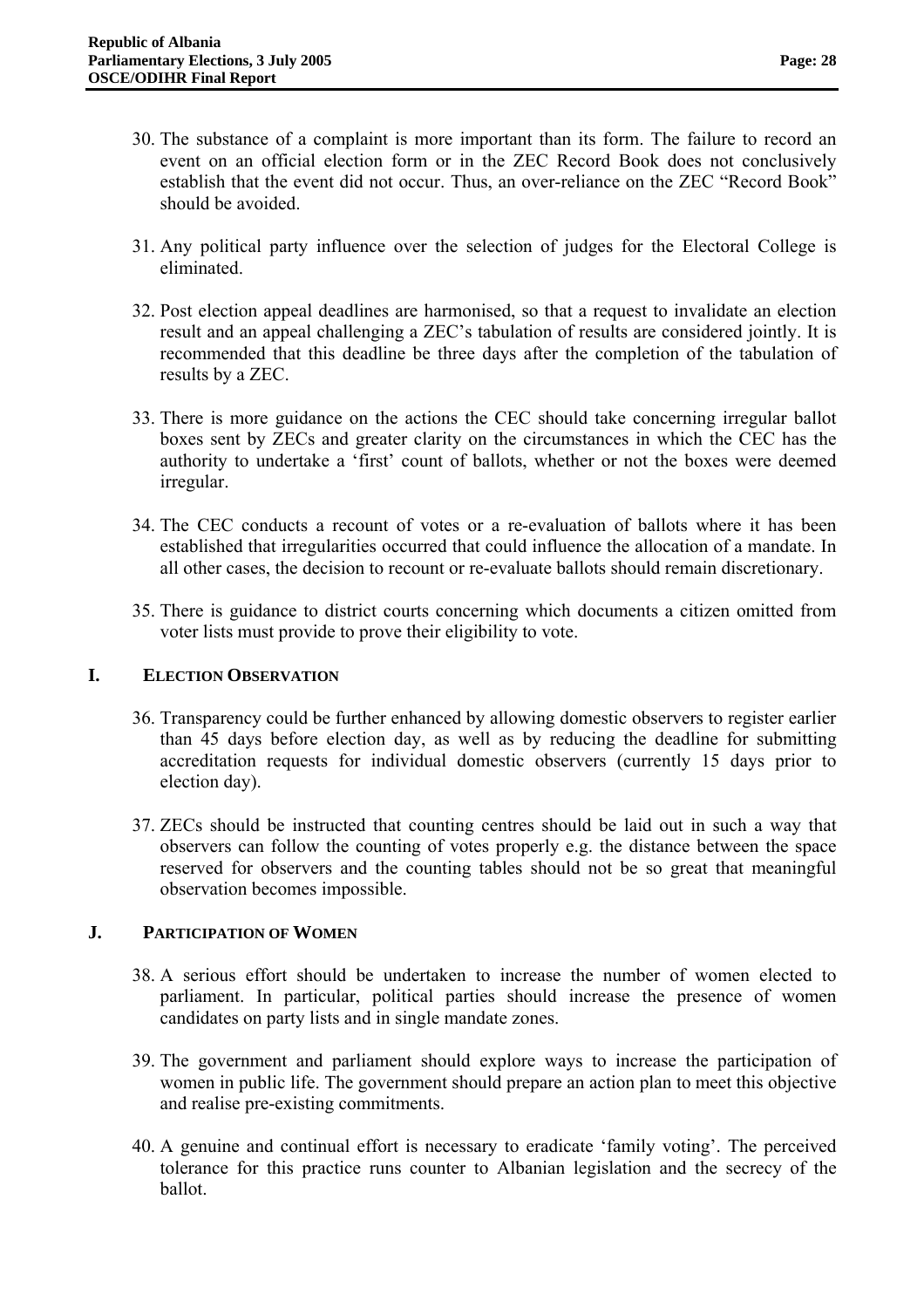30. The substance of a complaint is more important than its form. The failure to record an event on an official election form or in the ZEC Record Book does not conclusively establish that the event did not occur. Thus, an over-reliance on the ZEC "Record Book" should be avoided.

31. Any political party influence over the selection of judges for the Electoral College is eliminated.

32. Post election appeal deadlines are harmonised, so that a request to invalidate an election result and an appeal challenging a ZEC's tabulation of results are considered jointly. It is recommended that this deadline be three days after the completion of the tabulation of results by a ZEC.

33. There is more guidance on the actions the CEC should take concerning irregular ballot boxes sent by ZECs and greater clarity on the circumstances in which the CEC has the authority to undertake a 'first' count of ballots, whether or not the boxes were deemed irregular.

34. The CEC conducts a recount of votes or a re-evaluation of ballots where it has been established that irregularities occurred that could influence the allocation of a mandate. In all other cases, the decision to recount or re-evaluate ballots should remain discretionary.

35. There is guidance to district courts concerning which documents a citizen omitted from voter lists must provide to prove their eligibility to vote.

## I. ELECTION OBSERVATION

36. Transparency could be further enhanced by allowing domestic observers to register earlier than 45 days before election day, as well as by reducing the deadline for submitting accreditation requests for individual domestic observers (currently 15 days prior to election day).

37. ZECs should be instructed that counting centres should be laid out in such a way that observers can follow the counting of votes properly e.g. the distance between the space reserved for observers and the counting tables should not be so great that meaningful observation becomes impossible.

## J. PARTICIPATION OF WOMEN

38. A serious effort should be undertaken to increase the number of women elected to parliament. In particular, political parties should increase the presence of women candidates on party lists and in single mandate zones.

39. The government and parliament should explore ways to increase the participation of women in public life. The government should prepare an action plan to meet this objective and realise pre-existing commitments.

40. A genuine and continual effort is necessary to eradicate 'family voting'. The perceived tolerance for this practice runs counter to Albanian legislation and the secrecy of the ballot.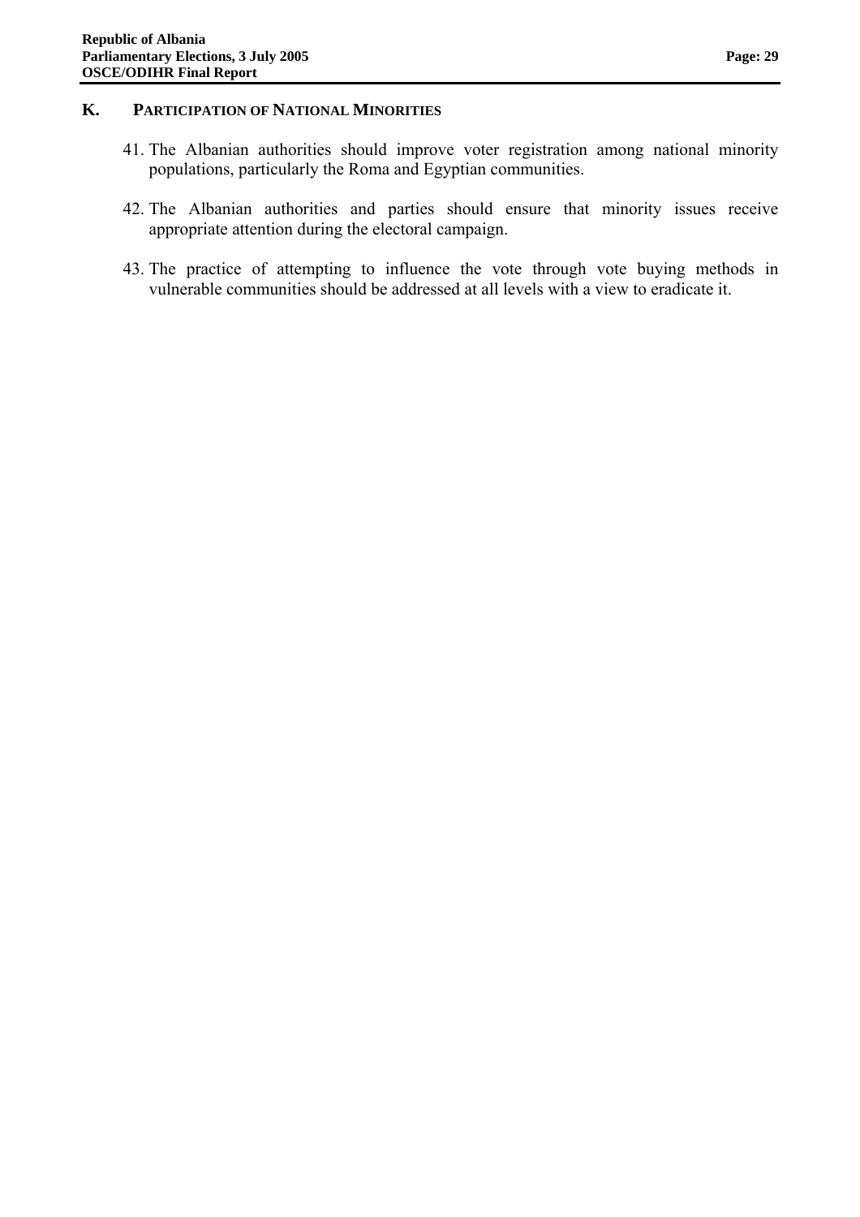## K. PARTICIPATION OF NATIONAL MINORITIES

41. The Albanian authorities should improve voter registration among national minority populations, particularly the Roma and Egyptian communities.

42. The Albanian authorities and parties should ensure that minority issues receive appropriate attention during the electoral campaign.

43. The practice of attempting to influence the vote through vote buying methods in vulnerable communities should be addressed at all levels with a view to eradicate it.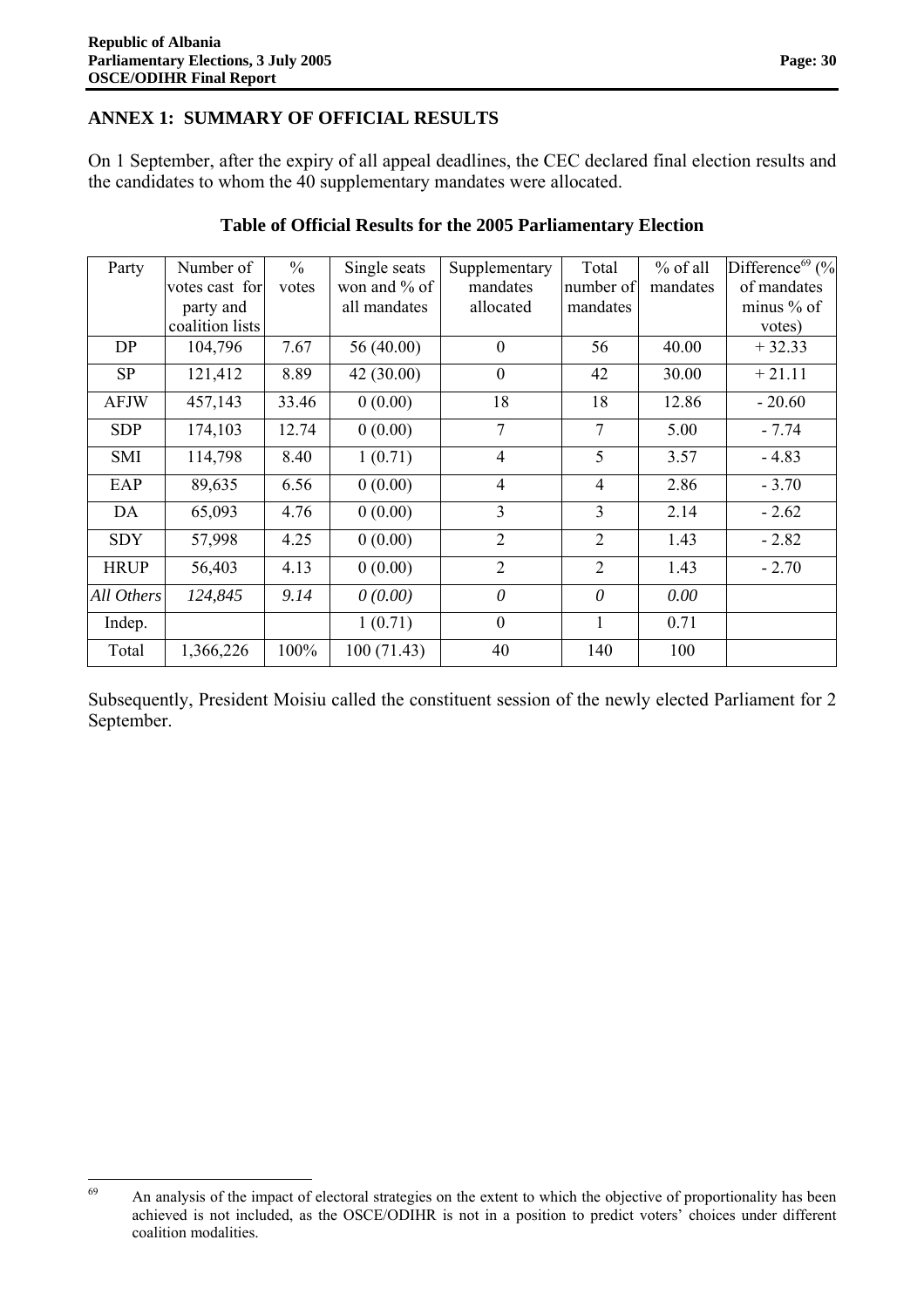## ANNEX 1: SUMMARY OF OFFICIAL RESULTS

On 1 September, after the expiry of all appeal deadlines, the CEC declared final election results and the candidates to whom the 40 supplementary mandates were allocated.

**Table of Official Results for the 2005 Parliamentary Election**

| Party | Number of votes cast for party and coalition lists | % votes | Single seats won and % of all mandates | Supplementary mandates allocated | Total number of mandates | % of all mandates | Difference[69] (% of mandates minus % of votes) |
|---|---|---|---|---|---|---|---|
| DP | 104,796 | 7.67 | 56 (40.00) | 0 | 56 | 40.00 | + 32.33 |
| SP | 121,412 | 8.89 | 42 (30.00) | 0 | 42 | 30.00 | + 21.11 |
| AFJW | 457,143 | 33.46 | 0 (0.00) | 18 | 18 | 12.86 | - 20.60 |
| SDP | 174,103 | 12.74 | 0 (0.00) | 7 | 7 | 5.00 | - 7.74 |
| SMI | 114,798 | 8.40 | 1 (0.71) | 4 | 5 | 3.57 | - 4.83 |
| EAP | 89,635 | 6.56 | 0 (0.00) | 4 | 4 | 2.86 | - 3.70 |
| DA | 65,093 | 4.76 | 0 (0.00) | 3 | 3 | 2.14 | - 2.62 |
| SDY | 57,998 | 4.25 | 0 (0.00) | 2 | 2 | 1.43 | - 2.82 |
| HRUP | 56,403 | 4.13 | 0 (0.00) | 2 | 2 | 1.43 | - 2.70 |
| *All Others* | *124,845* | *9.14* | *0 (0.00)* | *0* | *0* | *0.00* | |
| Indep. | | | 1 (0.71) | 0 | 1 | 0.71 | |
| Total | 1,366,226 | 100% | 100 (71.43) | 40 | 140 | 100 | |

Subsequently, President Moisiu called the constituent session of the newly elected Parliament for 2 September.

[69] An analysis of the impact of electoral strategies on the extent to which the objective of proportionality has been achieved is not included, as the OSCE/ODIHR is not in a position to predict voters' choices under different coalition modalities.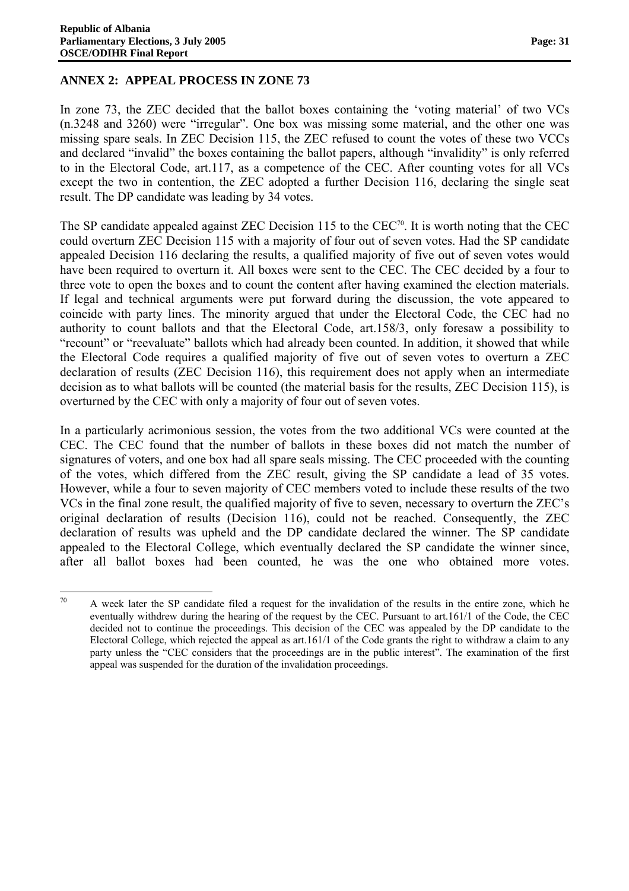## ANNEX 2: APPEAL PROCESS IN ZONE 73

In zone 73, the ZEC decided that the ballot boxes containing the 'voting material' of two VCs (n.3248 and 3260) were "irregular". One box was missing some material, and the other one was missing spare seals. In ZEC Decision 115, the ZEC refused to count the votes of these two VCCs and declared "invalid" the boxes containing the ballot papers, although "invalidity" is only referred to in the Electoral Code, art.117, as a competence of the CEC. After counting votes for all VCs except the two in contention, the ZEC adopted a further Decision 116, declaring the single seat result. The DP candidate was leading by 34 votes.

The SP candidate appealed against ZEC Decision 115 to the CEC[70]. It is worth noting that the CEC could overturn ZEC Decision 115 with a majority of four out of seven votes. Had the SP candidate appealed Decision 116 declaring the results, a qualified majority of five out of seven votes would have been required to overturn it. All boxes were sent to the CEC. The CEC decided by a four to three vote to open the boxes and to count the content after having examined the election materials. If legal and technical arguments were put forward during the discussion, the vote appeared to coincide with party lines. The minority argued that under the Electoral Code, the CEC had no authority to count ballots and that the Electoral Code, art.158/3, only foresaw a possibility to "recount" or "reevaluate" ballots which had already been counted. In addition, it showed that while the Electoral Code requires a qualified majority of five out of seven votes to overturn a ZEC declaration of results (ZEC Decision 116), this requirement does not apply when an intermediate decision as to what ballots will be counted (the material basis for the results, ZEC Decision 115), is overturned by the CEC with only a majority of four out of seven votes.

In a particularly acrimonious session, the votes from the two additional VCs were counted at the CEC. The CEC found that the number of ballots in these boxes did not match the number of signatures of voters, and one box had all spare seals missing. The CEC proceeded with the counting of the votes, which differed from the ZEC result, giving the SP candidate a lead of 35 votes. However, while a four to seven majority of CEC members voted to include these results of the two VCs in the final zone result, the qualified majority of five to seven, necessary to overturn the ZEC's original declaration of results (Decision 116), could not be reached. Consequently, the ZEC declaration of results was upheld and the DP candidate declared the winner. The SP candidate appealed to the Electoral College, which eventually declared the SP candidate the winner since, after all ballot boxes had been counted, he was the one who obtained more votes.

---

[70] A week later the SP candidate filed a request for the invalidation of the results in the entire zone, which he eventually withdrew during the hearing of the request by the CEC. Pursuant to art.161/1 of the Code, the CEC decided not to continue the proceedings. This decision of the CEC was appealed by the DP candidate to the Electoral College, which rejected the appeal as art.161/1 of the Code grants the right to withdraw a claim to any party unless the "CEC considers that the proceedings are in the public interest". The examination of the first appeal was suspended for the duration of the invalidation proceedings.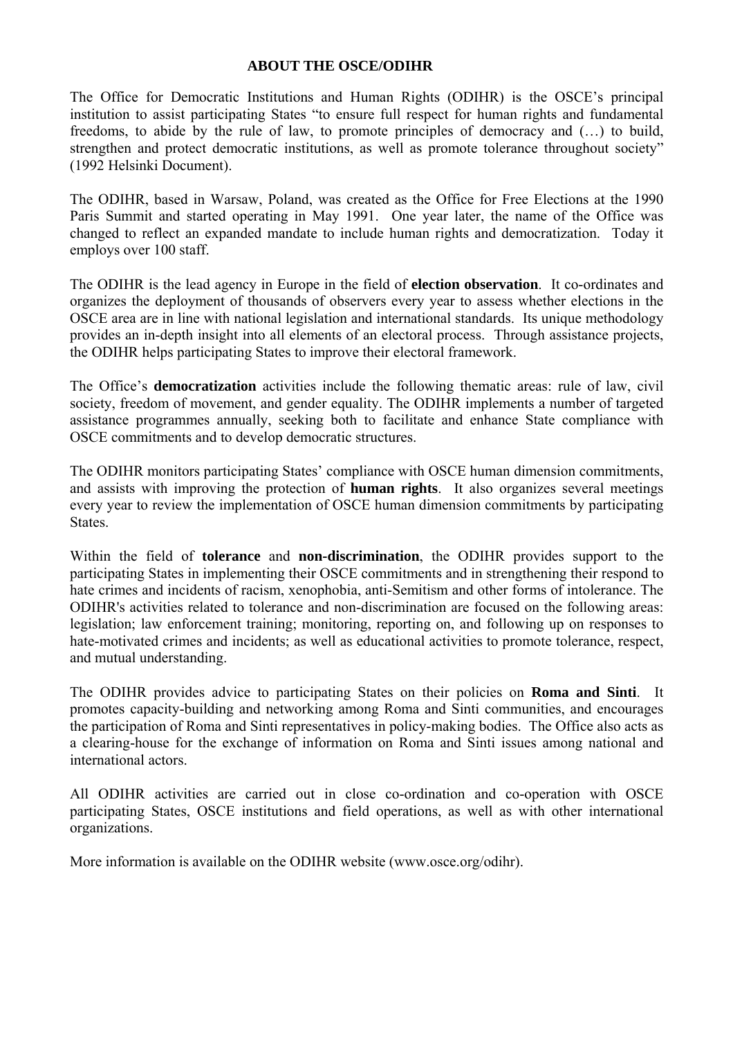## ABOUT THE OSCE/ODIHR

The Office for Democratic Institutions and Human Rights (ODIHR) is the OSCE's principal institution to assist participating States "to ensure full respect for human rights and fundamental freedoms, to abide by the rule of law, to promote principles of democracy and (…) to build, strengthen and protect democratic institutions, as well as promote tolerance throughout society" (1992 Helsinki Document).

The ODIHR, based in Warsaw, Poland, was created as the Office for Free Elections at the 1990 Paris Summit and started operating in May 1991. One year later, the name of the Office was changed to reflect an expanded mandate to include human rights and democratization. Today it employs over 100 staff.

The ODIHR is the lead agency in Europe in the field of **election observation**. It co-ordinates and organizes the deployment of thousands of observers every year to assess whether elections in the OSCE area are in line with national legislation and international standards. Its unique methodology provides an in-depth insight into all elements of an electoral process. Through assistance projects, the ODIHR helps participating States to improve their electoral framework.

The Office's **democratization** activities include the following thematic areas: rule of law, civil society, freedom of movement, and gender equality. The ODIHR implements a number of targeted assistance programmes annually, seeking both to facilitate and enhance State compliance with OSCE commitments and to develop democratic structures.

The ODIHR monitors participating States' compliance with OSCE human dimension commitments, and assists with improving the protection of **human rights**. It also organizes several meetings every year to review the implementation of OSCE human dimension commitments by participating States.

Within the field of **tolerance** and **non-discrimination**, the ODIHR provides support to the participating States in implementing their OSCE commitments and in strengthening their respond to hate crimes and incidents of racism, xenophobia, anti-Semitism and other forms of intolerance. The ODIHR's activities related to tolerance and non-discrimination are focused on the following areas: legislation; law enforcement training; monitoring, reporting on, and following up on responses to hate-motivated crimes and incidents; as well as educational activities to promote tolerance, respect, and mutual understanding.

The ODIHR provides advice to participating States on their policies on **Roma and Sinti**. It promotes capacity-building and networking among Roma and Sinti communities, and encourages the participation of Roma and Sinti representatives in policy-making bodies. The Office also acts as a clearing-house for the exchange of information on Roma and Sinti issues among national and international actors.

All ODIHR activities are carried out in close co-ordination and co-operation with OSCE participating States, OSCE institutions and field operations, as well as with other international organizations.

More information is available on the ODIHR website (www.osce.org/odihr).